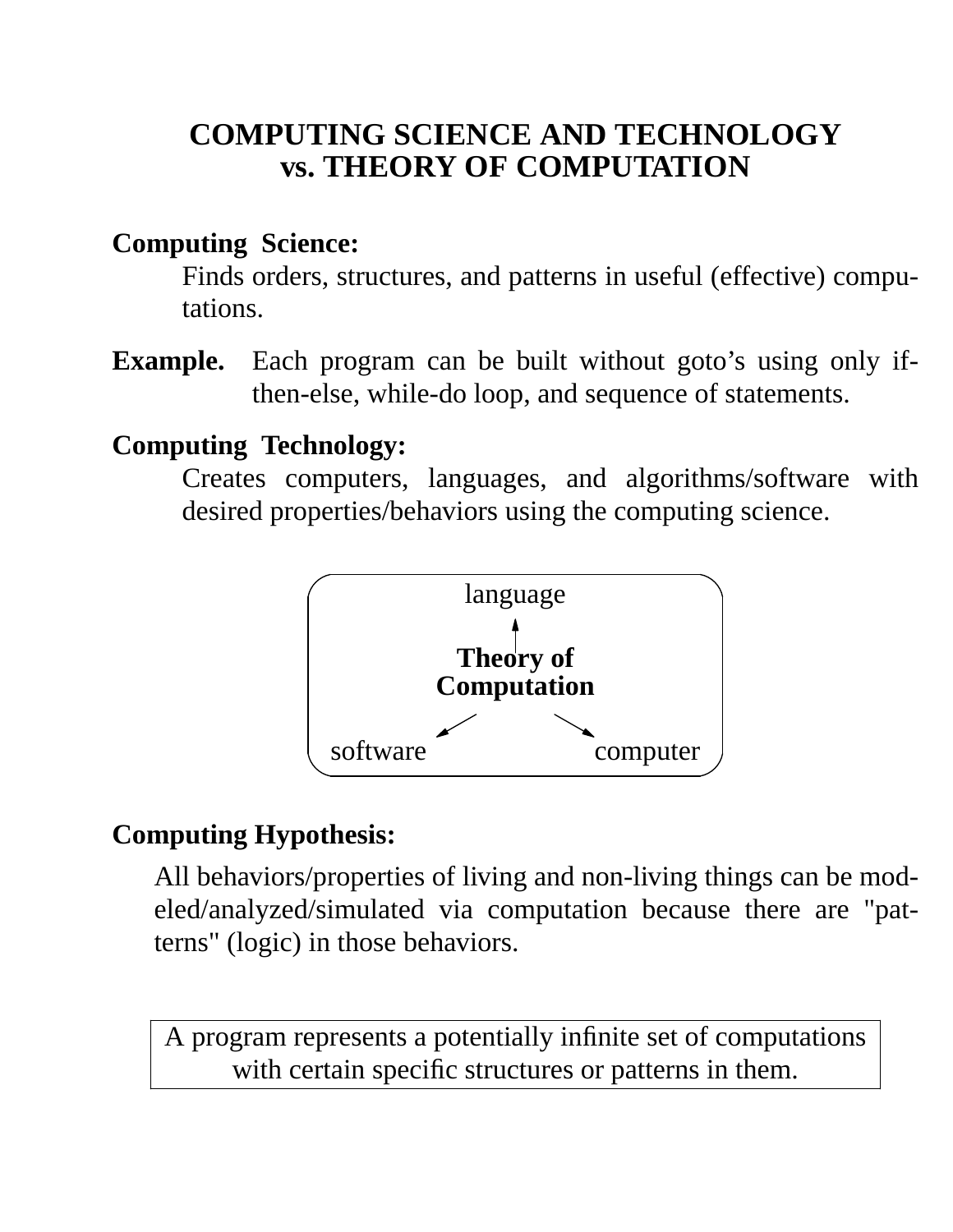# COMPUTING SCIENCE AND TECHNOLOGY vs. THEORY OF COMPUTATION

**Computing Science:**

Finds orders, structures, and patterns in useful (effective) computations.

**Example.** Each program can be built without goto's using only if-then-else, while-do loop, and sequence of statements.

**Computing Technology:**

Creates computers, languages, and algorithms/software with desired properties/behaviors using the computing science.

language

**Theory of Computation**

software computer

**Computing Hypothesis:**

All behaviors/properties of living and non-living things can be modeled/analyzed/simulated via computation because there are "patterns" (logic) in those behaviors.

A program represents a potentially infinite set of computations with certain specific structures or patterns in them.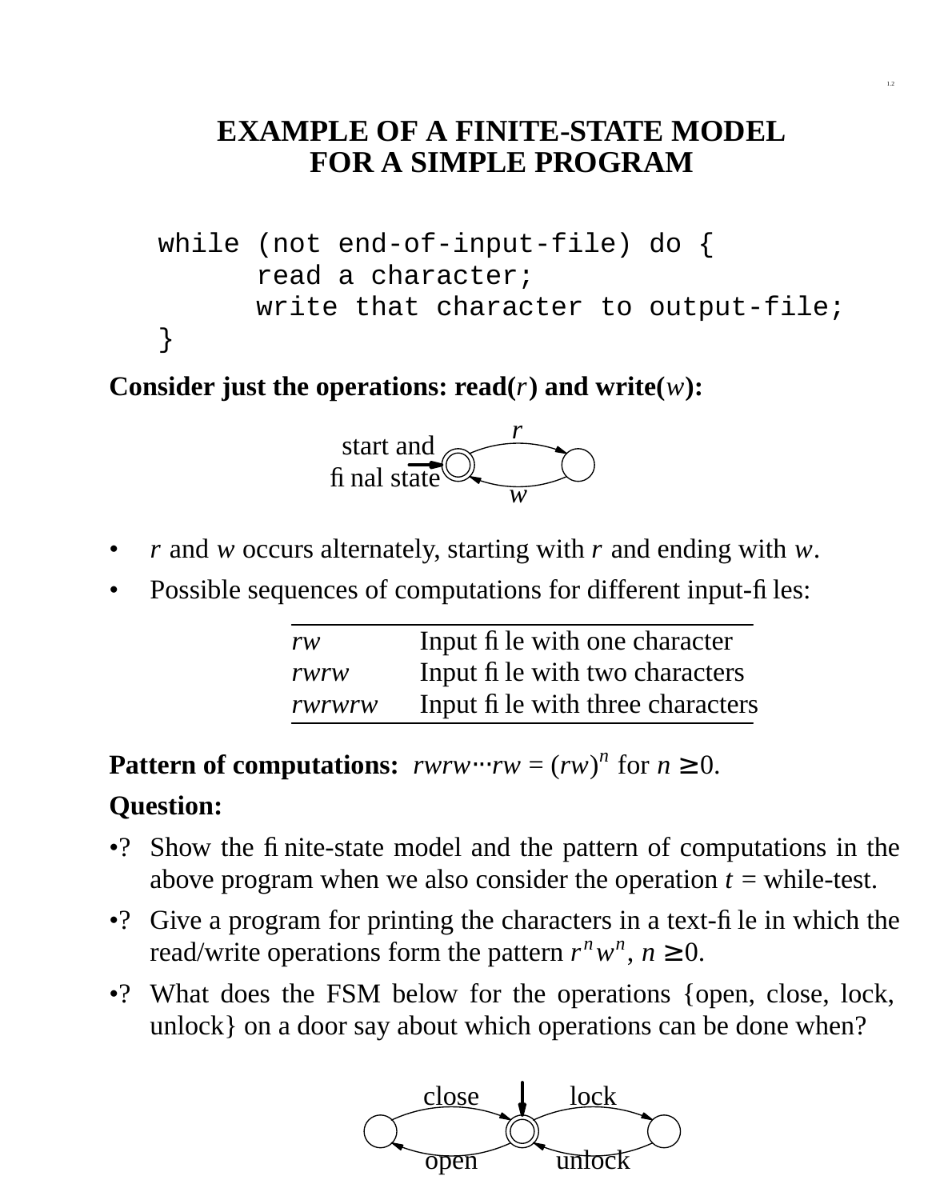# EXAMPLE OF A FINITE-STATE MODEL FOR A SIMPLE PROGRAM

```
while (not end-of-input-file) do {
      read a character;
      write that character to output-file;
}
```

**Consider just the operations: read(*r*) and write(*w*):**

start and final state

- *r* and *w* occurs alternately, starting with *r* and ending with *w*.
- Possible sequences of computations for different input-files:

| | |
|---|---|
| *rw* | Input file with one character |
| *rwrw* | Input file with two characters |
| *rwrwrw* | Input file with three characters |

**Pattern of computations:** $rwrw \cdots rw = (rw)^n$ for $n \geq 0$.

**Question:**

- ? Show the finite-state model and the pattern of computations in the above program when we also consider the operation *t* = while-test.
- ? Give a program for printing the characters in a text-file in which the read/write operations form the pattern $r^n w^n$, $n \geq 0$.
- ? What does the FSM below for the operations {open, close, lock, unlock} on a door say about which operations can be done when?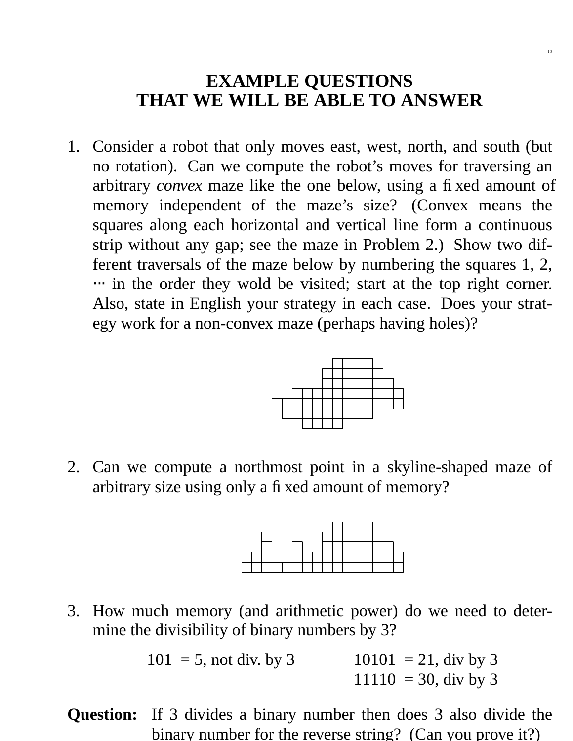# EXAMPLE QUESTIONS THAT WE WILL BE ABLE TO ANSWER

1. Consider a robot that only moves east, west, north, and south (but no rotation). Can we compute the robot's moves for traversing an arbitrary *convex* maze like the one below, using a fixed amount of memory independent of the maze's size? (Convex means the squares along each horizontal and vertical line form a continuous strip without any gap; see the maze in Problem 2.) Show two different traversals of the maze below by numbering the squares 1, 2, ··· in the order they wold be visited; start at the top right corner. Also, state in English your strategy in each case. Does your strategy work for a non-convex maze (perhaps having holes)?

2. Can we compute a northmost point in a skyline-shaped maze of arbitrary size using only a fixed amount of memory?

3. How much memory (and arithmetic power) do we need to determine the divisibility of binary numbers by 3?

   101 = 5, not div. by 3

   10101 = 21, div by 3

   11110 = 30, div by 3

**Question:** If 3 divides a binary number then does 3 also divide the binary number for the reverse string? (Can you prove it?)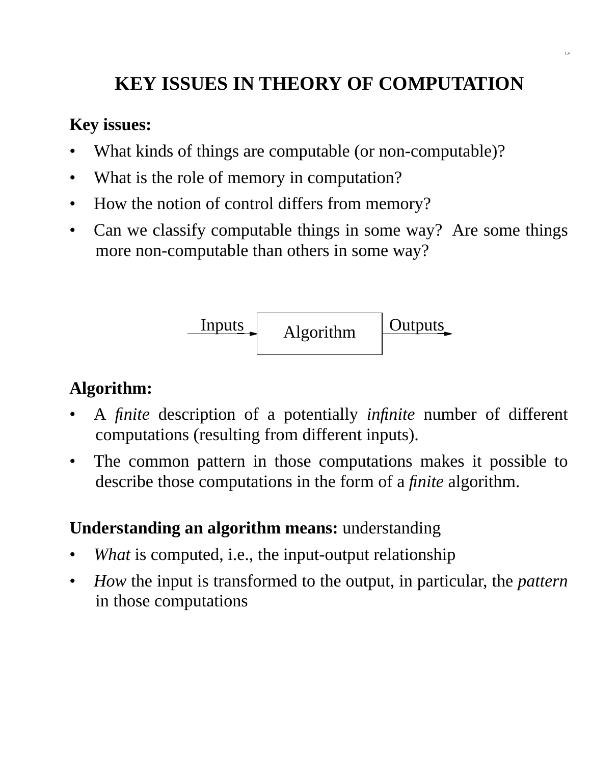# KEY ISSUES IN THEORY OF COMPUTATION

**Key issues:**

- What kinds of things are computable (or non-computable)?
- What is the role of memory in computation?
- How the notion of control differs from memory?
- Can we classify computable things in some way? Are some things more non-computable than others in some way?

Inputs → Algorithm → Outputs

**Algorithm:**

- A *finite* description of a potentially *infinite* number of different computations (resulting from different inputs).
- The common pattern in those computations makes it possible to describe those computations in the form of a *finite* algorithm.

**Understanding an algorithm means:** understanding

- *What* is computed, i.e., the input-output relationship
- *How* the input is transformed to the output, in particular, the *pattern* in those computations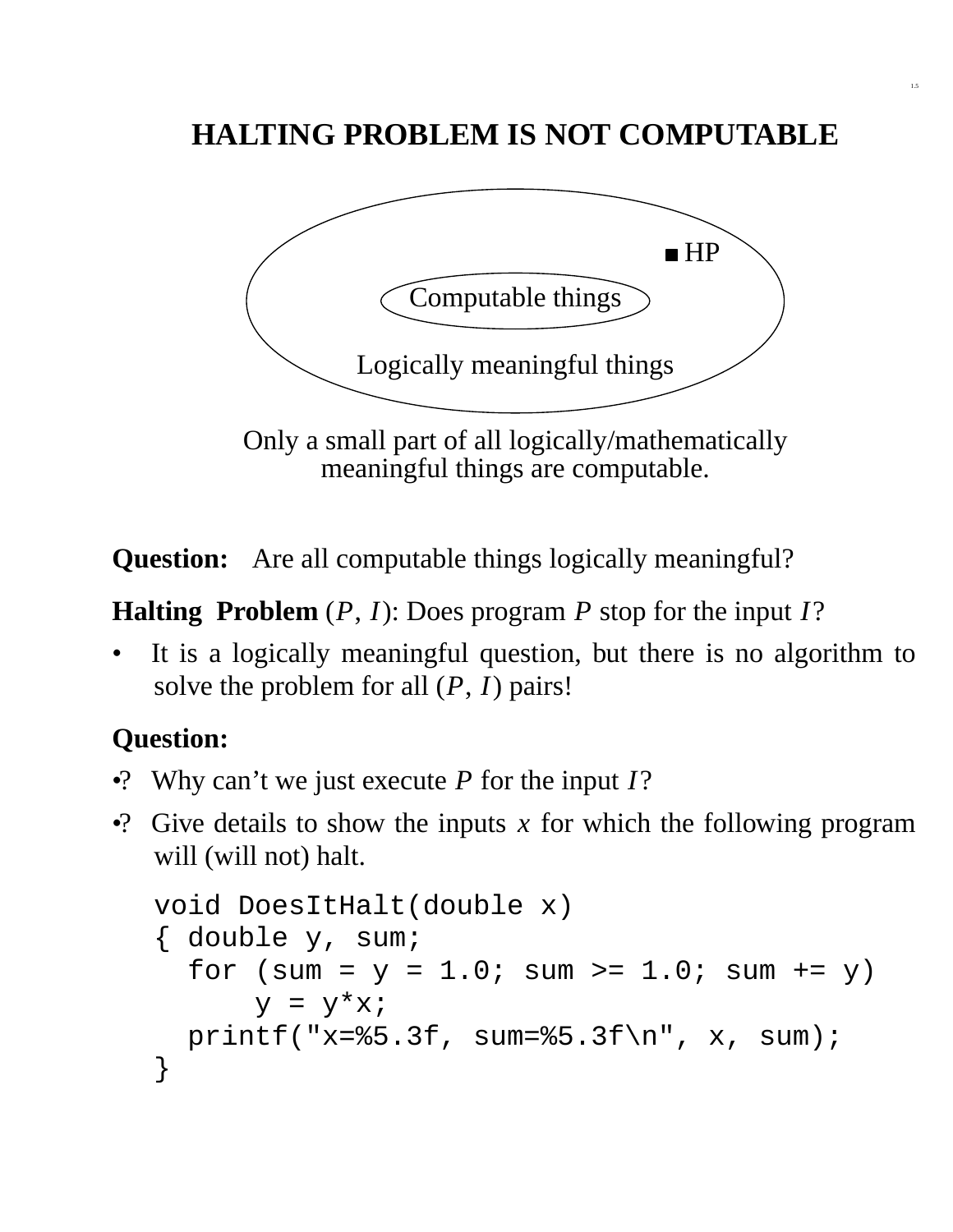# HALTING PROBLEM IS NOT COMPUTABLE

HP

Computable things

Logically meaningful things

Only a small part of all logically/mathematically meaningful things are computable.

**Question:** Are all computable things logically meaningful?

**Halting Problem** $(P, I)$: Does program $P$ stop for the input $I$?

- It is a logically meaningful question, but there is no algorithm to solve the problem for all $(P, I)$ pairs!

**Question:**

- ? Why can't we just execute $P$ for the input $I$?
- ? Give details to show the inputs $x$ for which the following program will (will not) halt.

```
void DoesItHalt(double x)
{ double y, sum;
  for (sum = y = 1.0; sum >= 1.0; sum += y)
      y = y*x;
  printf("x=%5.3f, sum=%5.3f\n", x, sum);
}
```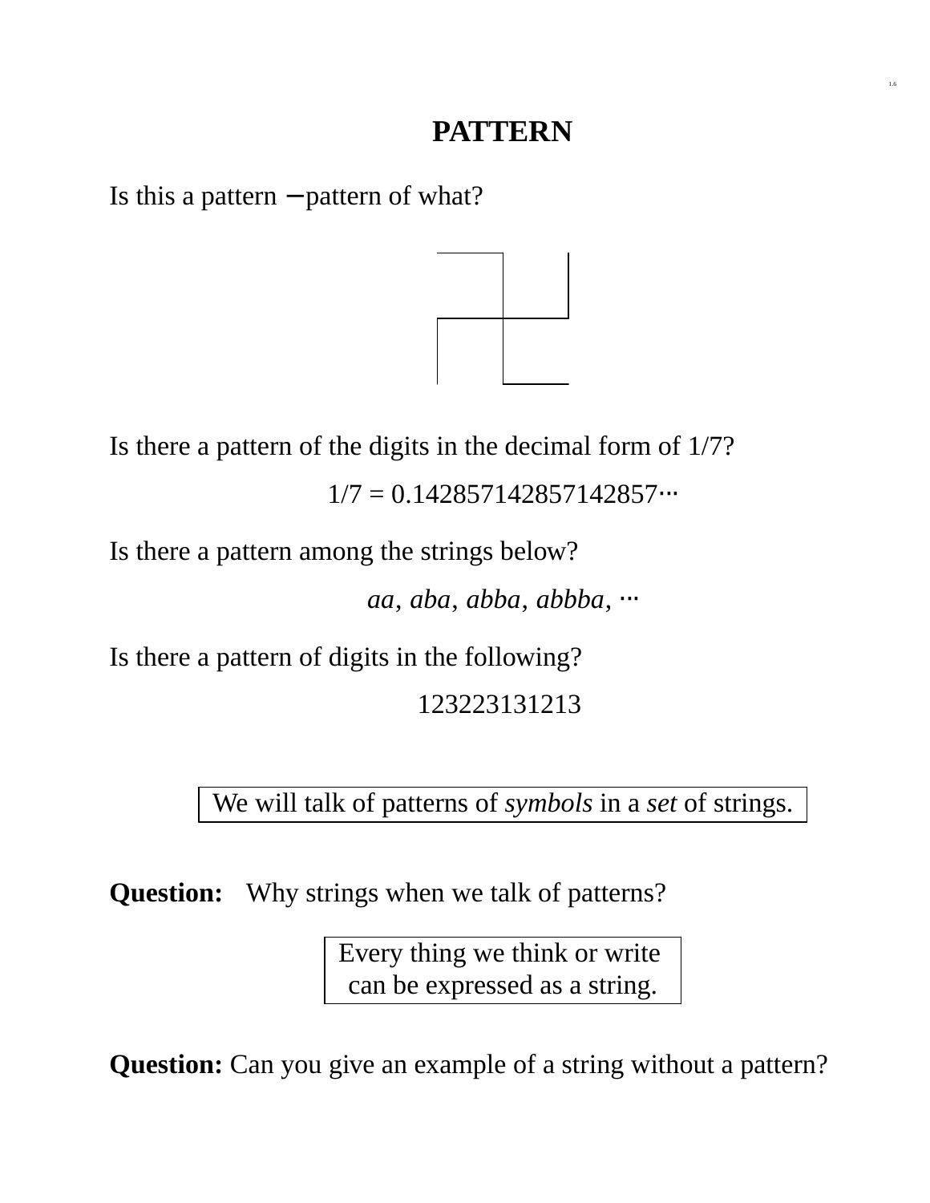# PATTERN

Is this a pattern – pattern of what?

Is there a pattern of the digits in the decimal form of 1/7?

$$1/7 = 0.142857142857142857\cdots$$

Is there a pattern among the strings below?

$$aa,\ aba,\ abba,\ abbba,\ \cdots$$

Is there a pattern of digits in the following?

123223131213

> We will talk of patterns of *symbols* in a *set* of strings.

**Question:** Why strings when we talk of patterns?

> Every thing we think or write can be expressed as a string.

**Question:** Can you give an example of a string without a pattern?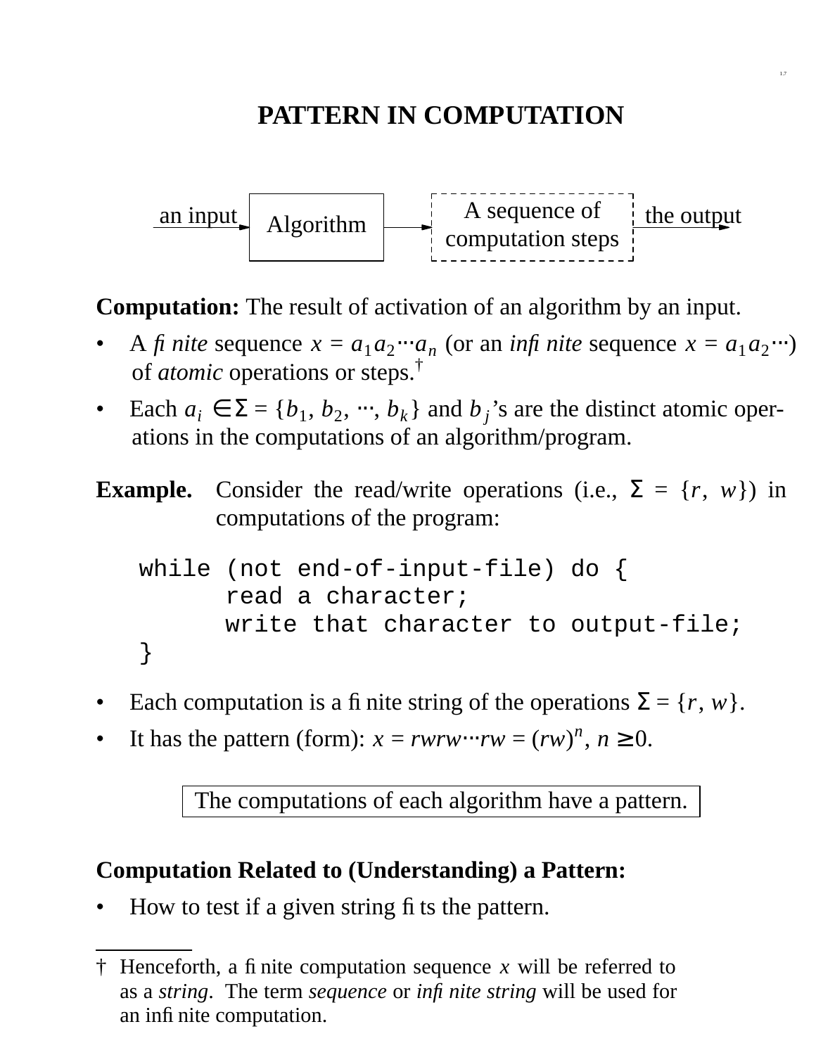# PATTERN IN COMPUTATION

an input → Algorithm → A sequence of computation steps → the output

**Computation:** The result of activation of an algorithm by an input.

- A *finite* sequence $x = a_1 a_2 \cdots a_n$ (or an *infinite* sequence $x = a_1 a_2 \cdots$) of *atomic* operations or steps.†
- Each $a_i \in \Sigma = \{b_1, b_2, \cdots, b_k\}$ and $b_j$'s are the distinct atomic operations in the computations of an algorithm/program.

**Example.** Consider the read/write operations (i.e., $\Sigma = \{r, w\}$) in computations of the program:

```
while (not end-of-input-file) do {
      read a character;
      write that character to output-file;
}
```

- Each computation is a finite string of the operations $\Sigma = \{r, w\}$.
- It has the pattern (form): $x = rwrw \cdots rw = (rw)^n$, $n \geq 0$.

> The computations of each algorithm have a pattern.

**Computation Related to (Understanding) a Pattern:**

- How to test if a given string fits the pattern.

---

† Henceforth, a finite computation sequence $x$ will be referred to as a *string*. The term *sequence* or *infinite string* will be used for an infinite computation.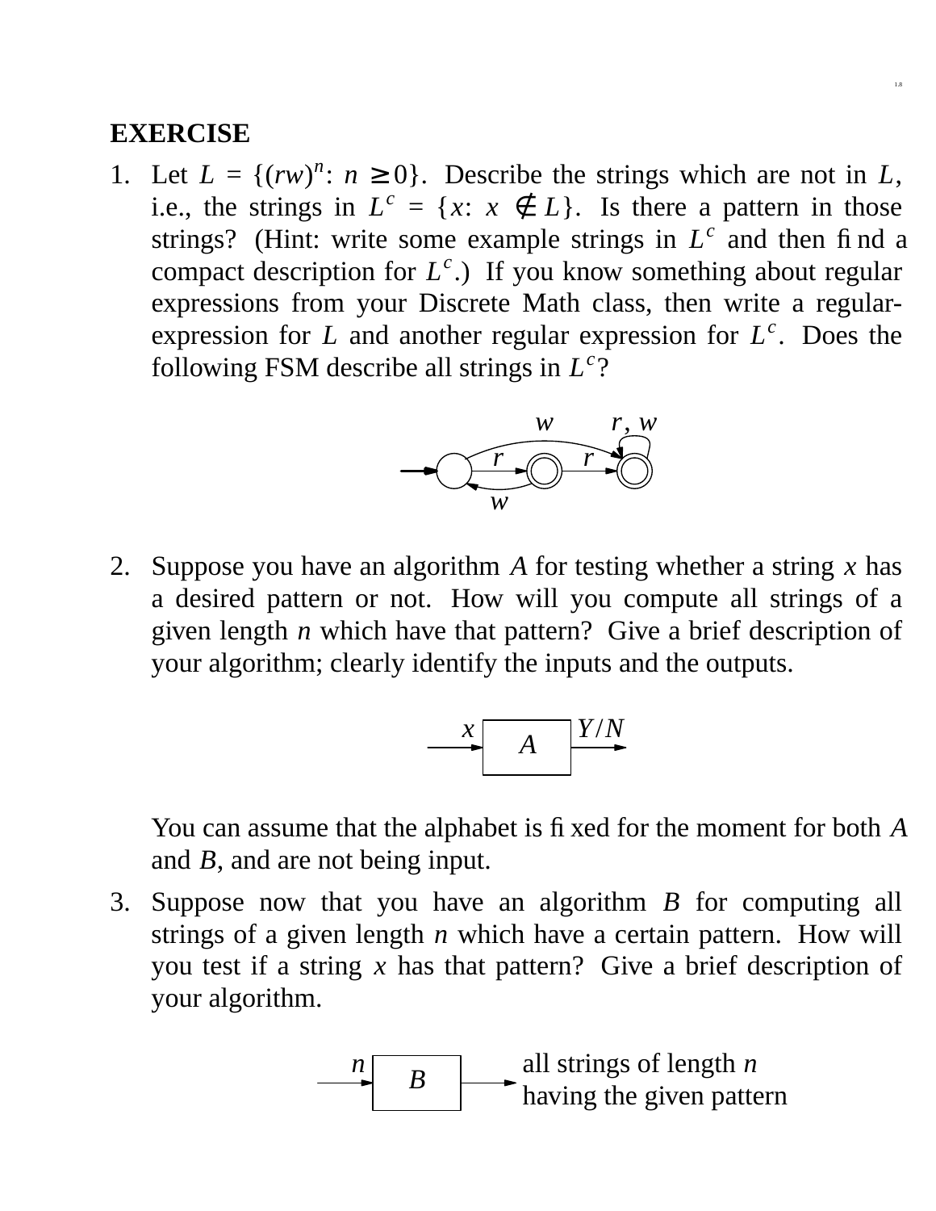## EXERCISE

1. Let $L = \{(rw)^n \colon n \geq 0\}$. Describe the strings which are not in $L$, i.e., the strings in $L^c = \{x \colon x \notin L\}$. Is there a pattern in those strings? (Hint: write some example strings in $L^c$ and then find a compact description for $L^c$.) If you know something about regular expressions from your Discrete Math class, then write a regular-expression for $L$ and another regular expression for $L^c$. Does the following FSM describe all strings in $L^c$?

2. Suppose you have an algorithm $A$ for testing whether a string $x$ has a desired pattern or not. How will you compute all strings of a given length $n$ which have that pattern? Give a brief description of your algorithm; clearly identify the inputs and the outputs.

   You can assume that the alphabet is fixed for the moment for both $A$ and $B$, and are not being input.

3. Suppose now that you have an algorithm $B$ for computing all strings of a given length $n$ which have a certain pattern. How will you test if a string $x$ has that pattern? Give a brief description of your algorithm.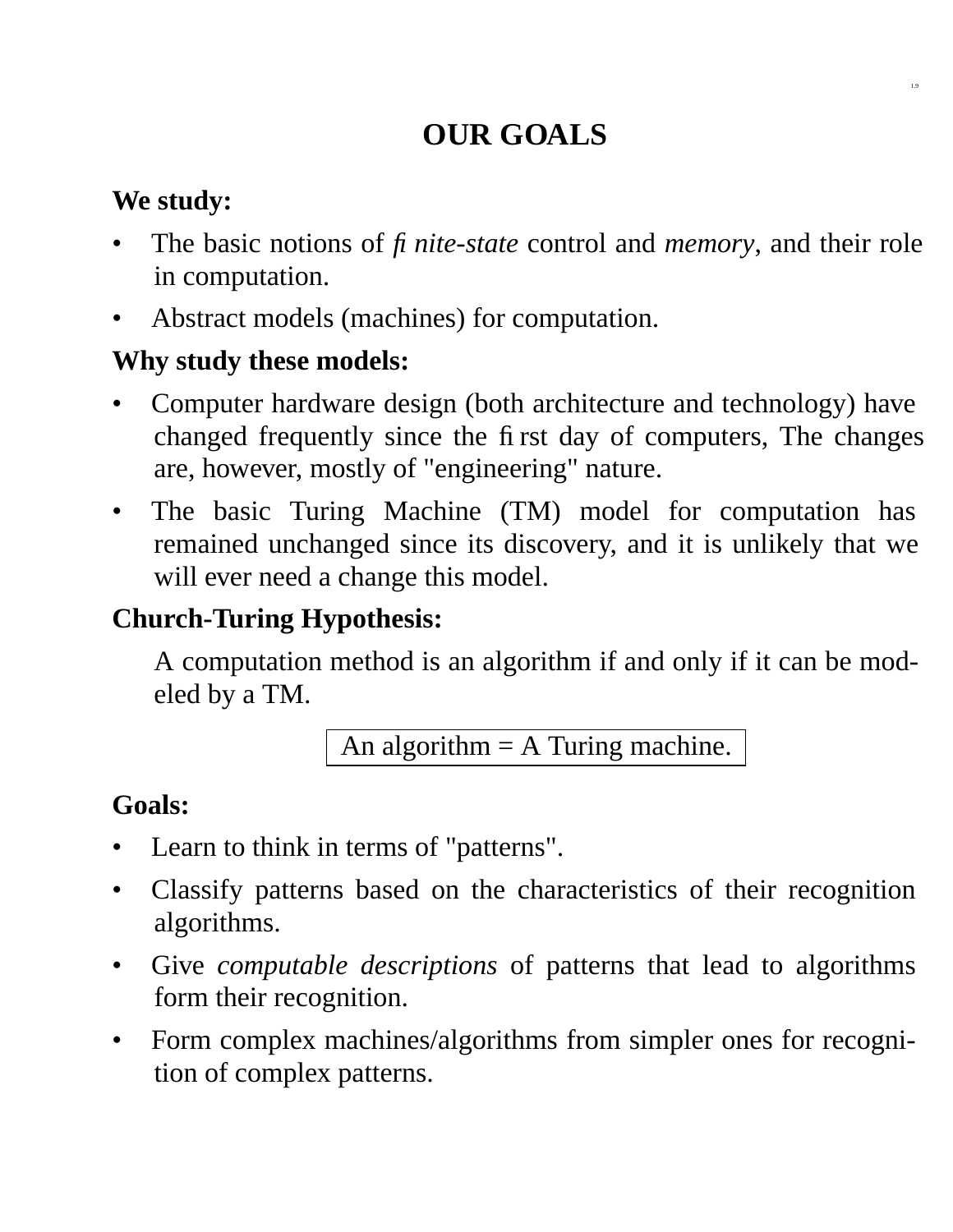# OUR GOALS

**We study:**

- The basic notions of *finite-state* control and *memory*, and their role in computation.
- Abstract models (machines) for computation.

**Why study these models:**

- Computer hardware design (both architecture and technology) have changed frequently since the first day of computers, The changes are, however, mostly of "engineering" nature.
- The basic Turing Machine (TM) model for computation has remained unchanged since its discovery, and it is unlikely that we will ever need a change this model.

**Church-Turing Hypothesis:**

A computation method is an algorithm if and only if it can be modeled by a TM.

| An algorithm = A Turing machine. |
|---|

**Goals:**

- Learn to think in terms of "patterns".
- Classify patterns based on the characteristics of their recognition algorithms.
- Give *computable descriptions* of patterns that lead to algorithms form their recognition.
- Form complex machines/algorithms from simpler ones for recognition of complex patterns.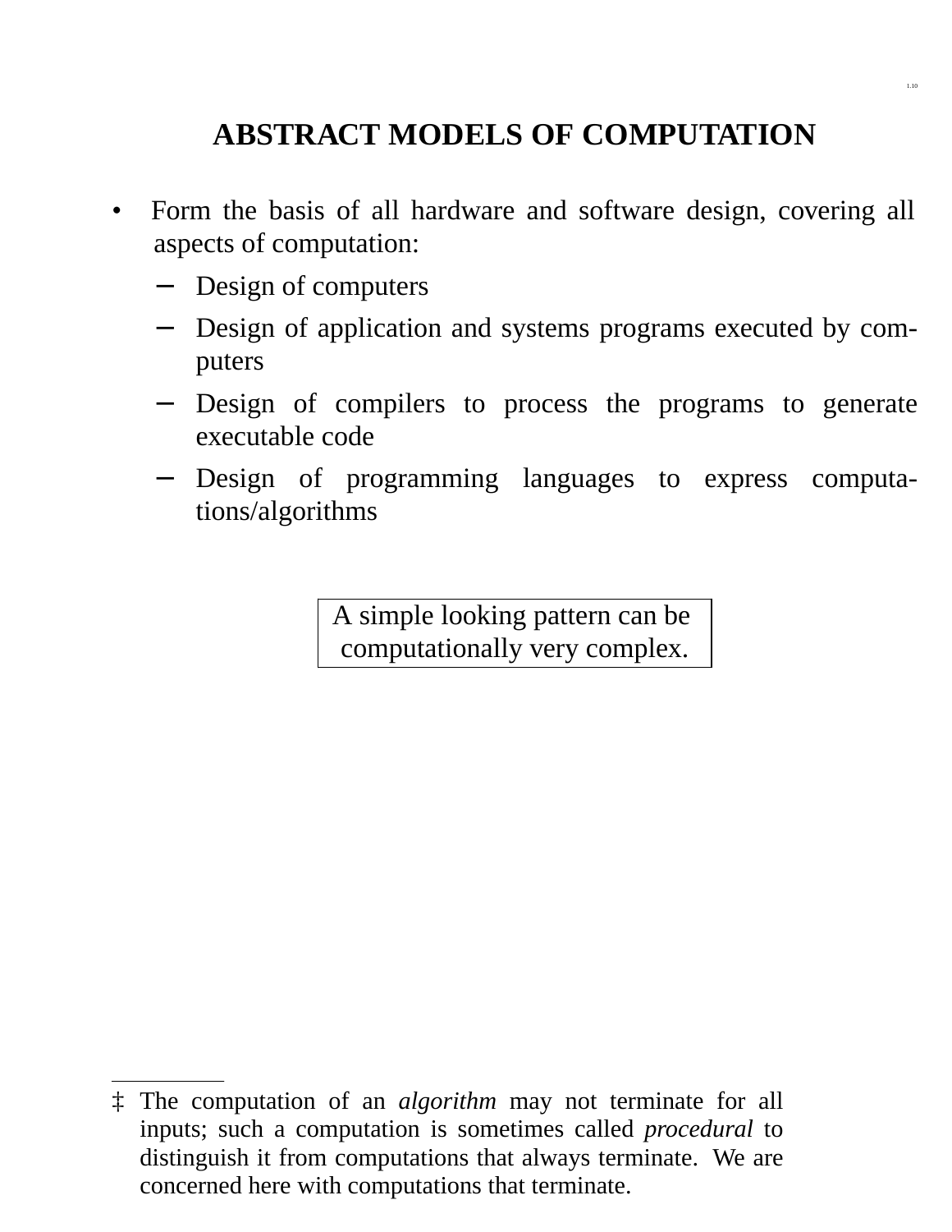# ABSTRACT MODELS OF COMPUTATION

- Form the basis of all hardware and software design, covering all aspects of computation:
  - Design of computers
  - Design of application and systems programs executed by computers
  - Design of compilers to process the programs to generate executable code
  - Design of programming languages to express computations/algorithms

| A simple looking pattern can be computationally very complex. |
|---|

---

‡ The computation of an *algorithm* may not terminate for all inputs; such a computation is sometimes called *procedural* to distinguish it from computations that always terminate. We are concerned here with computations that terminate.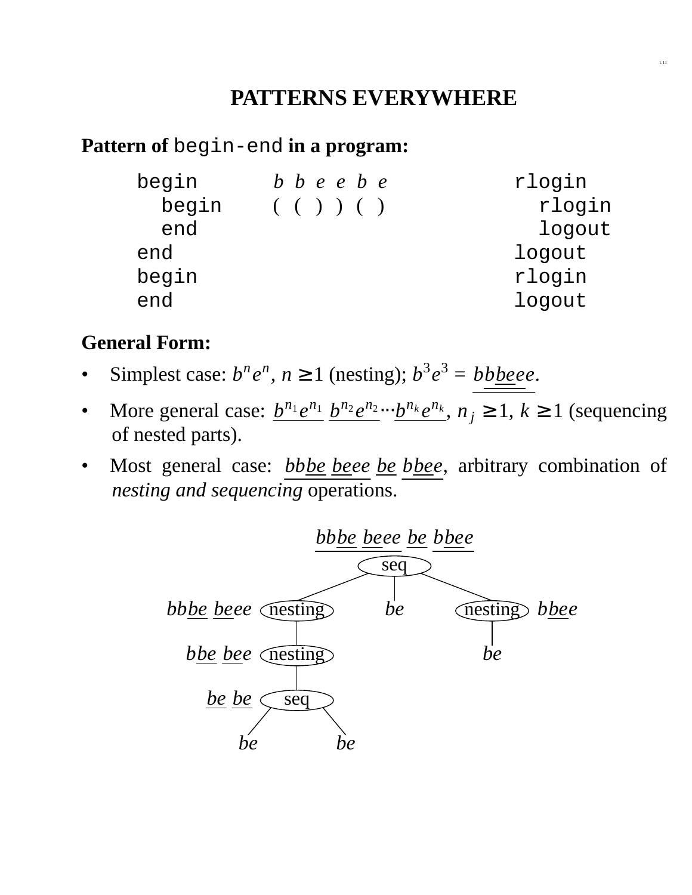# PATTERNS EVERYWHERE

**Pattern of** `begin-end` **in a program:**

```
begin       b b e e b e         rlogin
  begin     ( ( ) ) ( )           rlogin
  end                             logout
end                             logout
begin                           rlogin
end                             logout
```

**General Form:**

- Simplest case: $b^n e^n$, $n \geq 1$ (nesting); $b^3 e^3 = bbbeee$.
- More general case: $b^{n_1} e^{n_1}\ b^{n_2} e^{n_2} \cdots b^{n_k} e^{n_k}$, $n_j \geq 1$, $k \geq 1$ (sequencing of nested parts).
- Most general case: *bbbe beee be bbee*, arbitrary combination of *nesting and sequencing* operations.

```
                    bbbe beee be bbee
                           seq
                 /          |          \
bbbe beee   nesting        be        nesting   bbee
               |                        |
bbe bee     nesting                     be
               |
be be         seq
             /    \
           be      be
```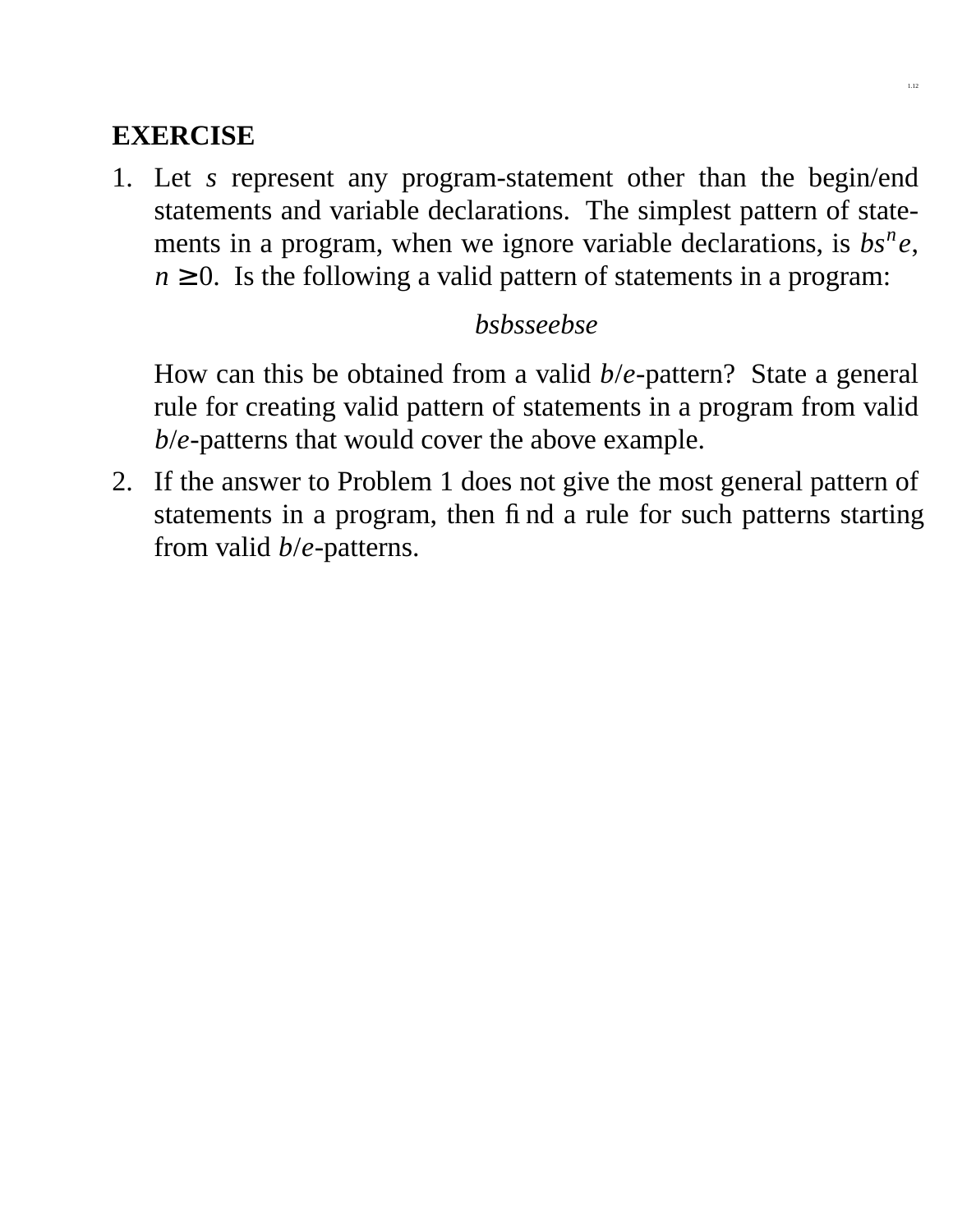**EXERCISE**

1. Let $s$ represent any program-statement other than the begin/end statements and variable declarations. The simplest pattern of statements in a program, when we ignore variable declarations, is $bs^n e$, $n \geq 0$. Is the following a valid pattern of statements in a program:

   $$bsbsseebse$$

   How can this be obtained from a valid $b$/$e$-pattern? State a general rule for creating valid pattern of statements in a program from valid $b$/$e$-patterns that would cover the above example.

2. If the answer to Problem 1 does not give the most general pattern of statements in a program, then find a rule for such patterns starting from valid $b$/$e$-patterns.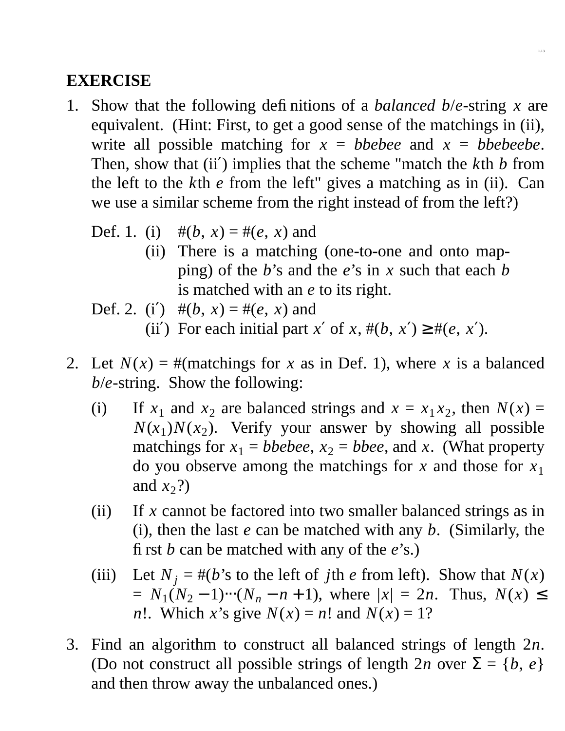## EXERCISE

1. Show that the following definitions of a *balanced b/e*-string $x$ are equivalent. (Hint: First, to get a good sense of the matchings in (ii), write all possible matching for $x$ = *bbebee* and $x$ = *bbebeebe*. Then, show that (ii′) implies that the scheme "match the $k$th $b$ from the left to the $k$th $e$ from the left" gives a matching as in (ii). Can we use a similar scheme from the right instead of from the left?)

   Def. 1. (i) $\#(b, x) = \#(e, x)$ and
   (ii) There is a matching (one-to-one and onto mapping) of the $b$'s and the $e$'s in $x$ such that each $b$ is matched with an $e$ to its right.

   Def. 2. (i′) $\#(b, x) = \#(e, x)$ and
   (ii′) For each initial part $x'$ of $x$, $\#(b, x') \geq \#(e, x')$.

2. Let $N(x)$ = #(matchings for $x$ as in Def. 1), where $x$ is a balanced $b/e$-string. Show the following:

   (i) If $x_1$ and $x_2$ are balanced strings and $x = x_1x_2$, then $N(x) = N(x_1)N(x_2)$. Verify your answer by showing all possible matchings for $x_1$ = *bbebee*, $x_2$ = *bbee*, and $x$. (What property do you observe among the matchings for $x$ and those for $x_1$ and $x_2$?)

   (ii) If $x$ cannot be factored into two smaller balanced strings as in (i), then the last $e$ can be matched with any $b$. (Similarly, the first $b$ can be matched with any of the $e$'s.)

   (iii) Let $N_j$ = #($b$'s to the left of $j$th $e$ from left). Show that $N(x) = N_1(N_2 - 1)\cdots(N_n - n + 1)$, where $|x| = 2n$. Thus, $N(x) \leq n!$. Which $x$'s give $N(x) = n!$ and $N(x) = 1$?

3. Find an algorithm to construct all balanced strings of length $2n$. (Do not construct all possible strings of length $2n$ over $\Sigma = \{b, e\}$ and then throw away the unbalanced ones.)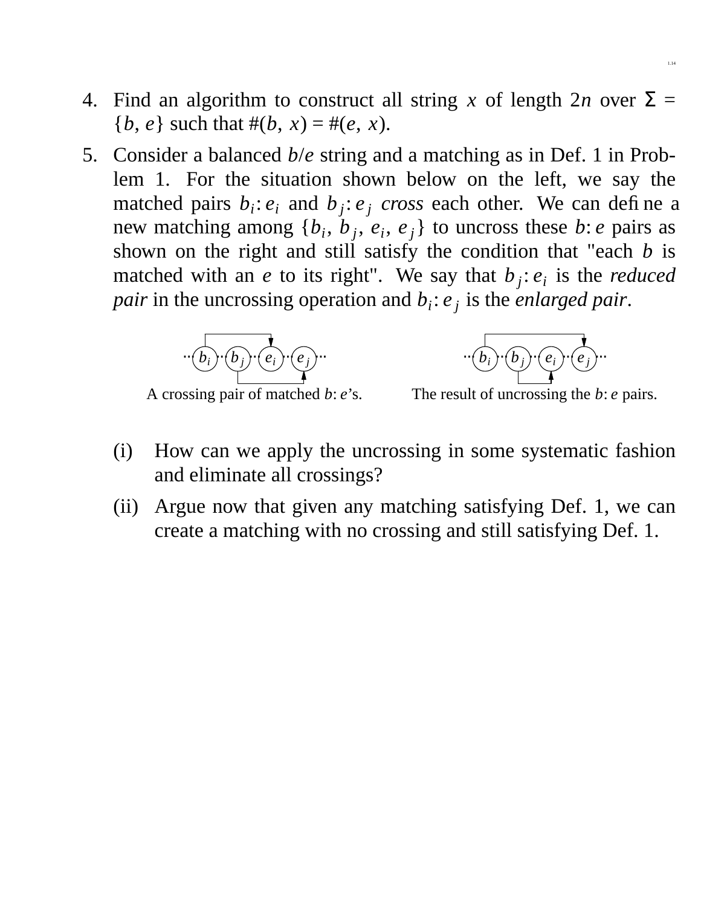4. Find an algorithm to construct all string $x$ of length $2n$ over $\Sigma = \{b, e\}$ such that $\#(b, x) = \#(e, x)$.

5. Consider a balanced $b/e$ string and a matching as in Def. 1 in Problem 1. For the situation shown below on the left, we say the matched pairs $b_i{:}\,e_i$ and $b_j{:}\,e_j$ *cross* each other. We can define a new matching among $\{b_i, b_j, e_i, e_j\}$ to uncross these $b{:}\,e$ pairs as shown on the right and still satisfy the condition that "each $b$ is matched with an $e$ to its right". We say that $b_j{:}\,e_i$ is the *reduced pair* in the uncrossing operation and $b_i{:}\,e_j$ is the *enlarged pair*.

   $\cdots b_i \cdots b_j \cdots e_i \cdots e_j \cdots$

   A crossing pair of matched $b{:}\,e$'s.

   $\cdots b_i \cdots b_j \cdots e_i \cdots e_j \cdots$

   The result of uncrossing the $b{:}\,e$ pairs.

   (i) How can we apply the uncrossing in some systematic fashion and eliminate all crossings?

   (ii) Argue now that given any matching satisfying Def. 1, we can create a matching with no crossing and still satisfying Def. 1.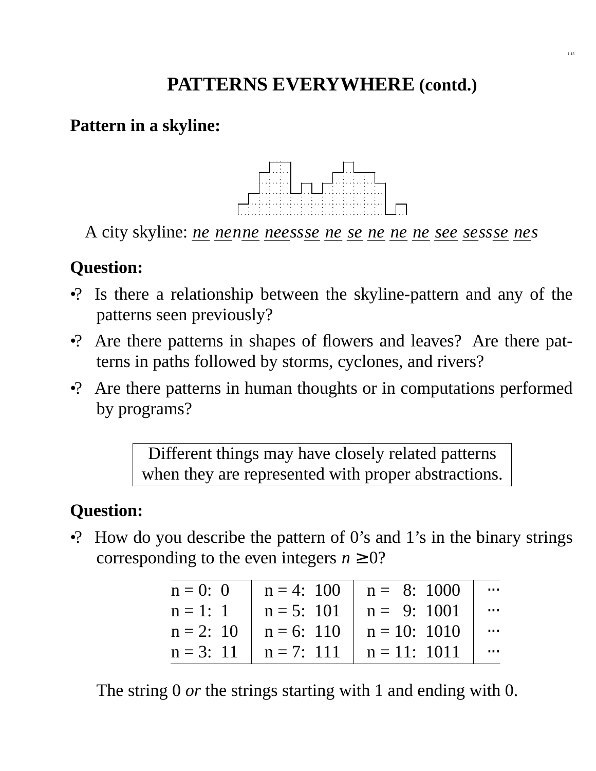# PATTERNS EVERYWHERE (contd.)

**Pattern in a skyline:**

A city skyline: <u>ne</u> <u>ne</u>n<u>ne</u> <u>ne</u>ess<u>se</u> <u>ne</u> <u>se</u> <u>ne</u> <u>ne</u> <u>ne</u> <u>see</u> <u>se</u>ss<u>se</u> <u>ne</u>s

**Question:**

- •? Is there a relationship between the skyline-pattern and any of the patterns seen previously?
- •? Are there patterns in shapes of flowers and leaves? Are there patterns in paths followed by storms, cyclones, and rivers?
- •? Are there patterns in human thoughts or in computations performed by programs?

| Different things may have closely related patterns when they are represented with proper abstractions. |
|---|

**Question:**

- •? How do you describe the pattern of 0's and 1's in the binary strings corresponding to the even integers $n \geq 0$?

| | | | |
|---|---|---|---|
| n = 0: 0 | n = 4: 100 | n = 8: 1000 | ··· |
| n = 1: 1 | n = 5: 101 | n = 9: 1001 | ··· |
| n = 2: 10 | n = 6: 110 | n = 10: 1010 | ··· |
| n = 3: 11 | n = 7: 111 | n = 11: 1011 | ··· |

The string 0 *or* the strings starting with 1 and ending with 0.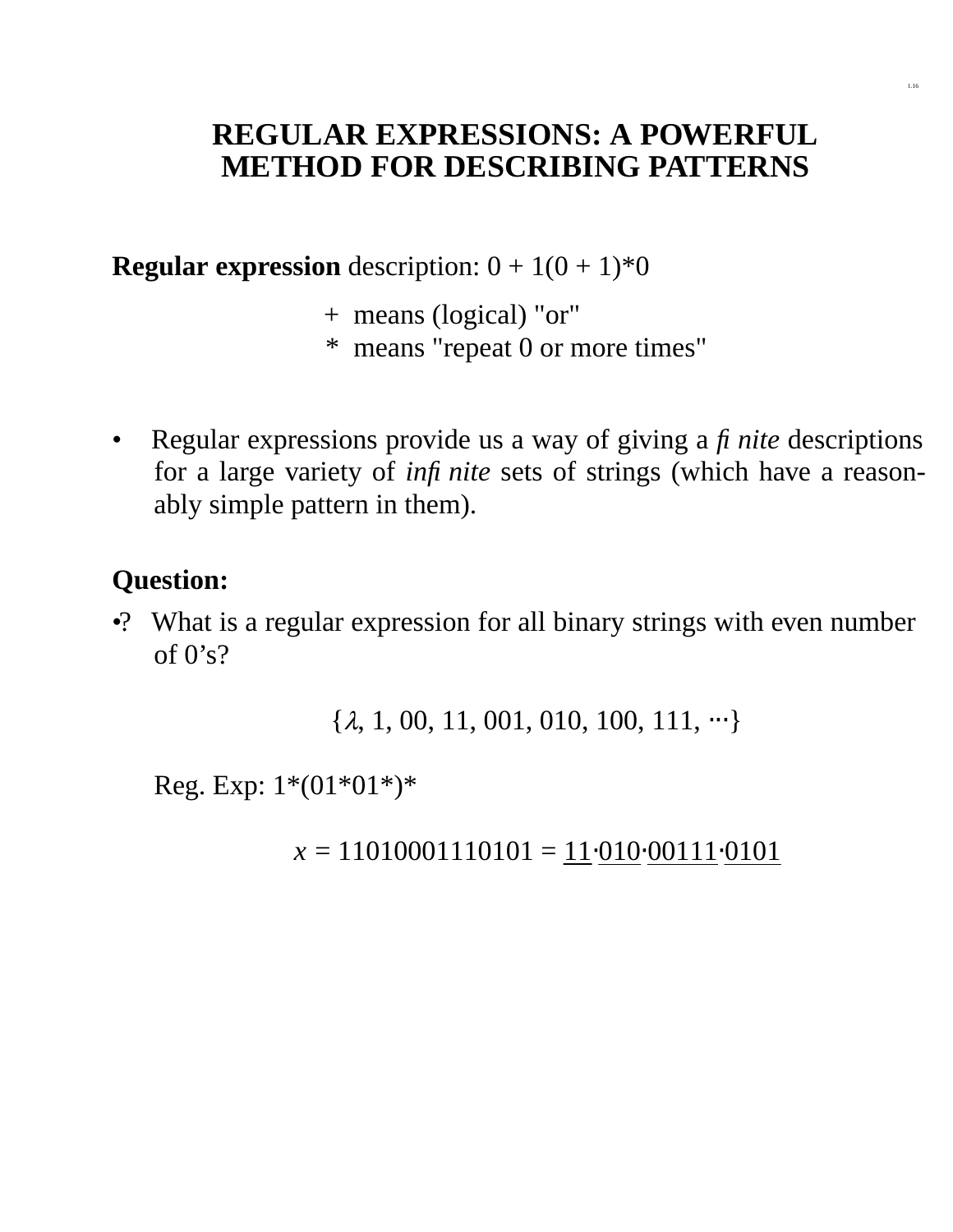# REGULAR EXPRESSIONS: A POWERFUL METHOD FOR DESCRIBING PATTERNS

**Regular expression** description: 0 + 1(0 + 1)*0

+ means (logical) "or"
* means "repeat 0 or more times"

- Regular expressions provide us a way of giving a *finite* descriptions for a large variety of *infinite* sets of strings (which have a reasonably simple pattern in them).

**Question:**

•? What is a regular expression for all binary strings with even number of 0's?

$$\{\lambda, 1, 00, 11, 001, 010, 100, 111, \cdots\}$$

Reg. Exp: 1*(01*01*)*

$x$ = 11010001110101 = $\underline{11}\cdot\underline{010}\cdot\underline{00111}\cdot\underline{0101}$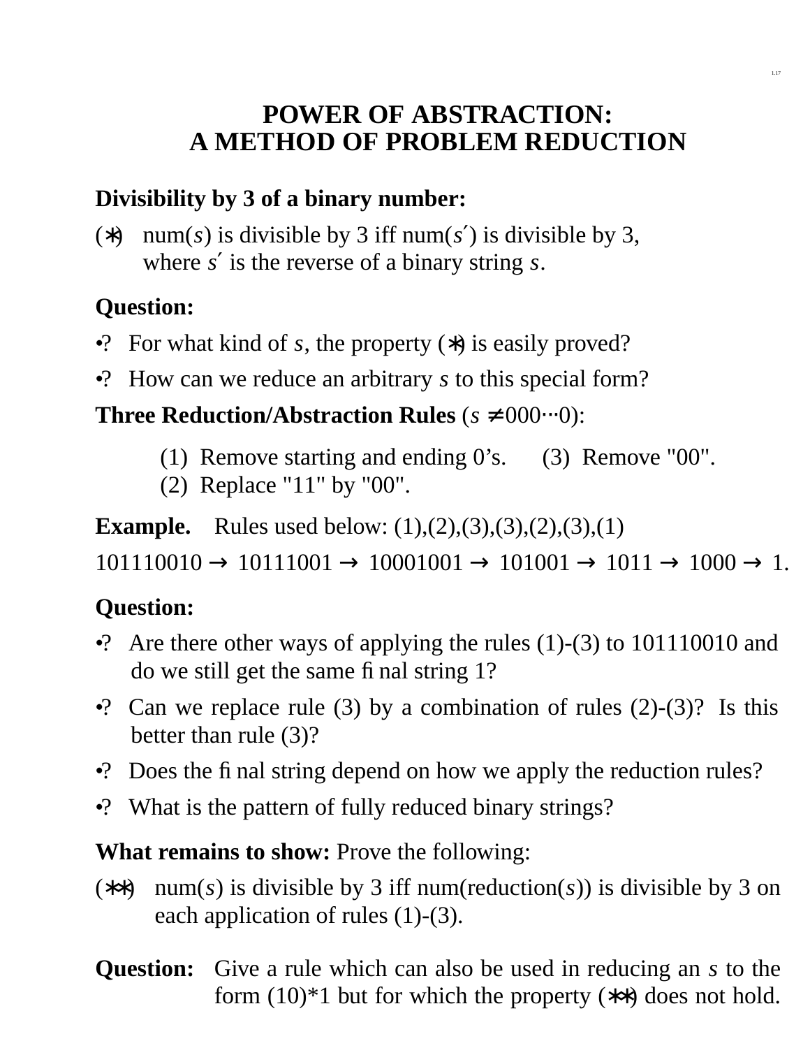# POWER OF ABSTRACTION:
# A METHOD OF PROBLEM REDUCTION

**Divisibility by 3 of a binary number:**

(∗) num($s$) is divisible by 3 iff num($s'$) is divisible by 3, where $s'$ is the reverse of a binary string $s$.

**Question:**

- ? For what kind of $s$, the property (∗) is easily proved?
- ? How can we reduce an arbitrary $s$ to this special form?

**Three Reduction/Abstraction Rules** ($s \neq 000\cdots0$):

(1) Remove starting and ending 0's.
(2) Replace "11" by "00".
(3) Remove "00".

**Example.** Rules used below: (1),(2),(3),(3),(2),(3),(1)

101110010 → 10111001 → 10001001 → 101001 → 1011 → 1000 → 1.

**Question:**

- ? Are there other ways of applying the rules (1)-(3) to 101110010 and do we still get the same final string 1?
- ? Can we replace rule (3) by a combination of rules (2)-(3)? Is this better than rule (3)?
- ? Does the final string depend on how we apply the reduction rules?
- ? What is the pattern of fully reduced binary strings?

**What remains to show:** Prove the following:

(∗∗) num($s$) is divisible by 3 iff num(reduction($s$)) is divisible by 3 on each application of rules (1)-(3).

**Question:** Give a rule which can also be used in reducing an $s$ to the form (10)*1 but for which the property (∗∗) does not hold.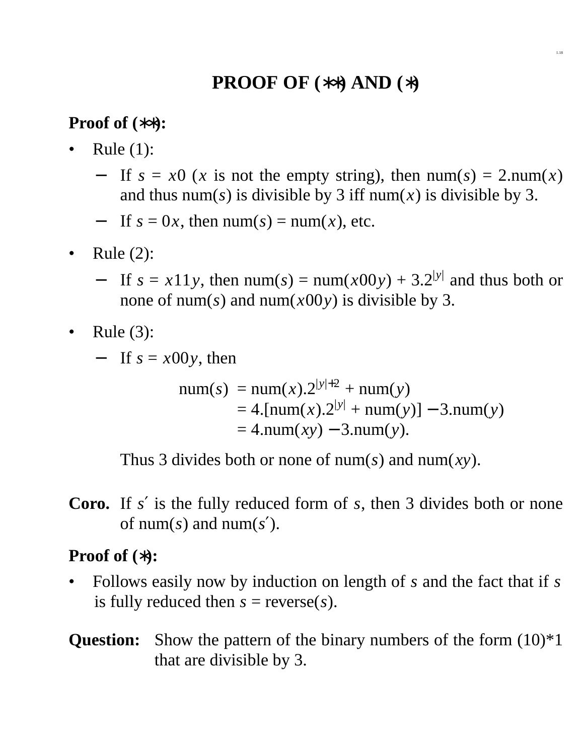# PROOF OF (∗∗) AND (∗)

**Proof of (∗∗):**

- Rule (1):
  - If $s = x0$ ($x$ is not the empty string), then num($s$) = 2.num($x$) and thus num($s$) is divisible by 3 iff num($x$) is divisible by 3.
  - If $s = 0x$, then num($s$) = num($x$), etc.
- Rule (2):
  - If $s = x11y$, then num($s$) = num($x00y$) + $3.2^{|y|}$ and thus both or none of num($s$) and num($x00y$) is divisible by 3.
- Rule (3):
  - If $s = x00y$, then

$$\begin{aligned} \text{num}(s) &= \text{num}(x).2^{|y|+2} + \text{num}(y) \\ &= 4.[\text{num}(x).2^{|y|} + \text{num}(y)] - 3.\text{num}(y) \\ &= 4.\text{num}(xy) - 3.\text{num}(y). \end{aligned}$$

    Thus 3 divides both or none of num($s$) and num($xy$).

**Coro.** If $s'$ is the fully reduced form of $s$, then 3 divides both or none of num($s$) and num($s'$).

**Proof of (∗):**

- Follows easily now by induction on length of $s$ and the fact that if $s$ is fully reduced then $s$ = reverse($s$).

**Question:** Show the pattern of the binary numbers of the form (10)*1 that are divisible by 3.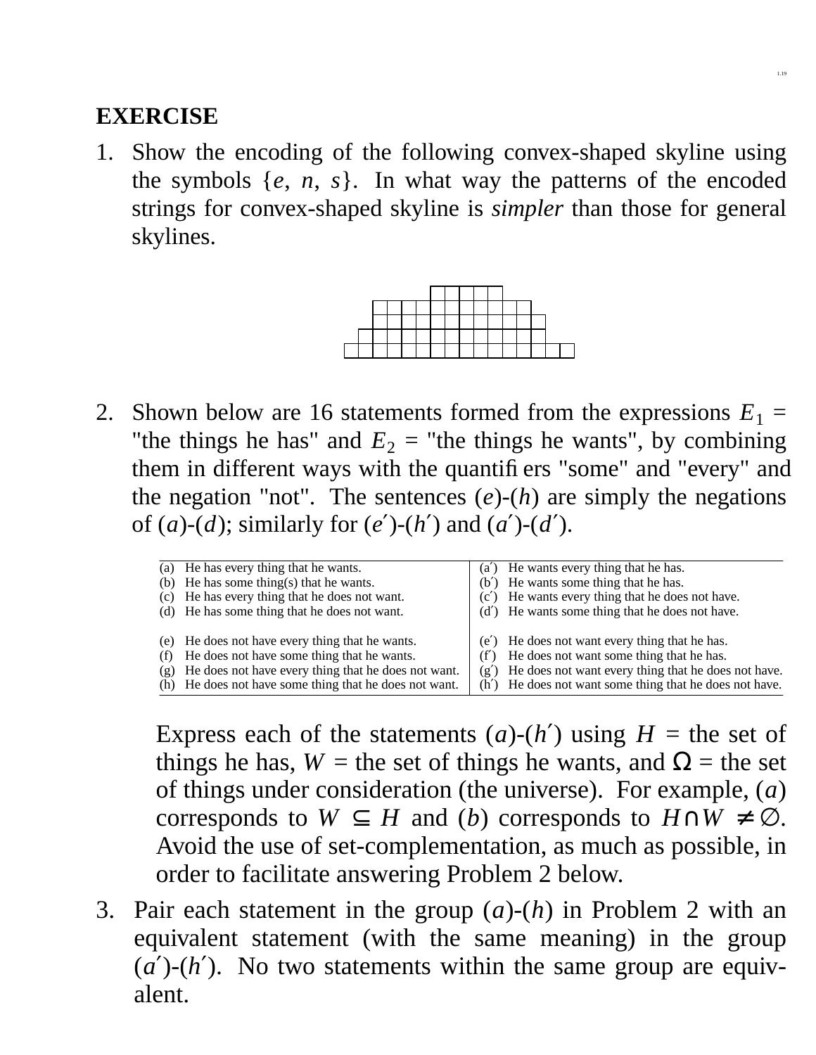**EXERCISE**

1. Show the encoding of the following convex-shaped skyline using the symbols {$e$, $n$, $s$}. In what way the patterns of the encoded strings for convex-shaped skyline is *simpler* than those for general skylines.

2. Shown below are 16 statements formed from the expressions $E_1$ = "the things he has" and $E_2$ = "the things he wants", by combining them in different ways with the quantifiers "some" and "every" and the negation "not". The sentences ($e$)-($h$) are simply the negations of ($a$)-($d$); similarly for ($e'$)-($h'$) and ($a'$)-($d'$).

| | |
|---|---|
| (a) He has every thing that he wants. | (a′) He wants every thing that he has. |
| (b) He has some thing(s) that he wants. | (b′) He wants some thing that he has. |
| (c) He has every thing that he does not want. | (c′) He wants every thing that he does not have. |
| (d) He has some thing that he does not want. | (d′) He wants some thing that he does not have. |
| (e) He does not have every thing that he wants. | (e′) He does not want every thing that he has. |
| (f) He does not have some thing that he wants. | (f′) He does not want some thing that he has. |
| (g) He does not have every thing that he does not want. | (g′) He does not want every thing that he does not have. |
| (h) He does not have some thing that he does not want. | (h′) He does not want some thing that he does not have. |

   Express each of the statements ($a$)-($h'$) using $H$ = the set of things he has, $W$ = the set of things he wants, and $\Omega$ = the set of things under consideration (the universe). For example, ($a$) corresponds to $W \subseteq H$ and ($b$) corresponds to $H \cap W \neq \emptyset$. Avoid the use of set-complementation, as much as possible, in order to facilitate answering Problem 2 below.

3. Pair each statement in the group ($a$)-($h$) in Problem 2 with an equivalent statement (with the same meaning) in the group ($a'$)-($h'$). No two statements within the same group are equivalent.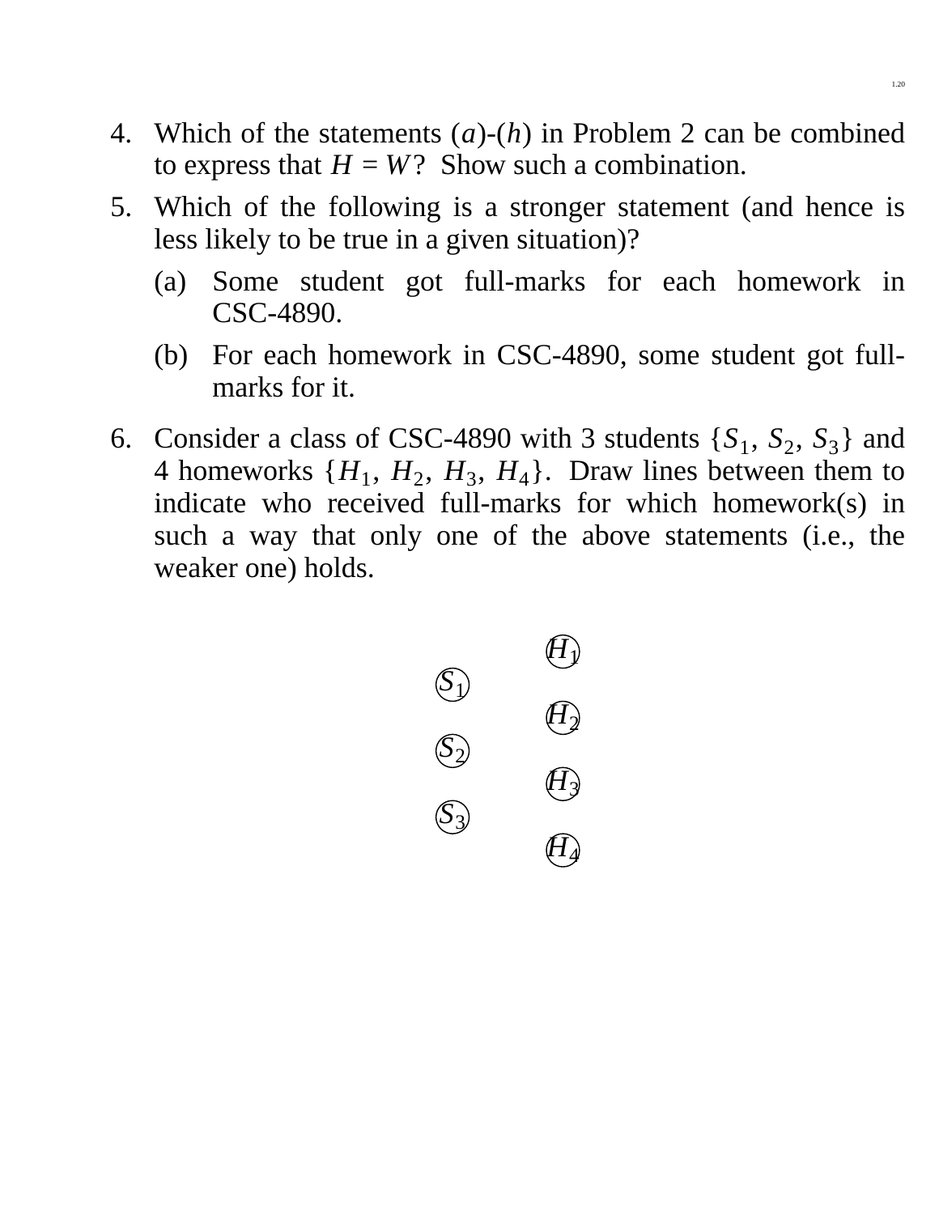4. Which of the statements ($a$)-($h$) in Problem 2 can be combined to express that $H = W$? Show such a combination.

5. Which of the following is a stronger statement (and hence is less likely to be true in a given situation)?

   (a) Some student got full-marks for each homework in CSC-4890.

   (b) For each homework in CSC-4890, some student got full-marks for it.

6. Consider a class of CSC-4890 with 3 students $\{S_1, S_2, S_3\}$ and 4 homeworks $\{H_1, H_2, H_3, H_4\}$. Draw lines between them to indicate who received full-marks for which homework(s) in such a way that only one of the above statements (i.e., the weaker one) holds.

$H_1$

$S_1$

$H_2$

$S_2$

$H_3$

$S_3$

$H_4$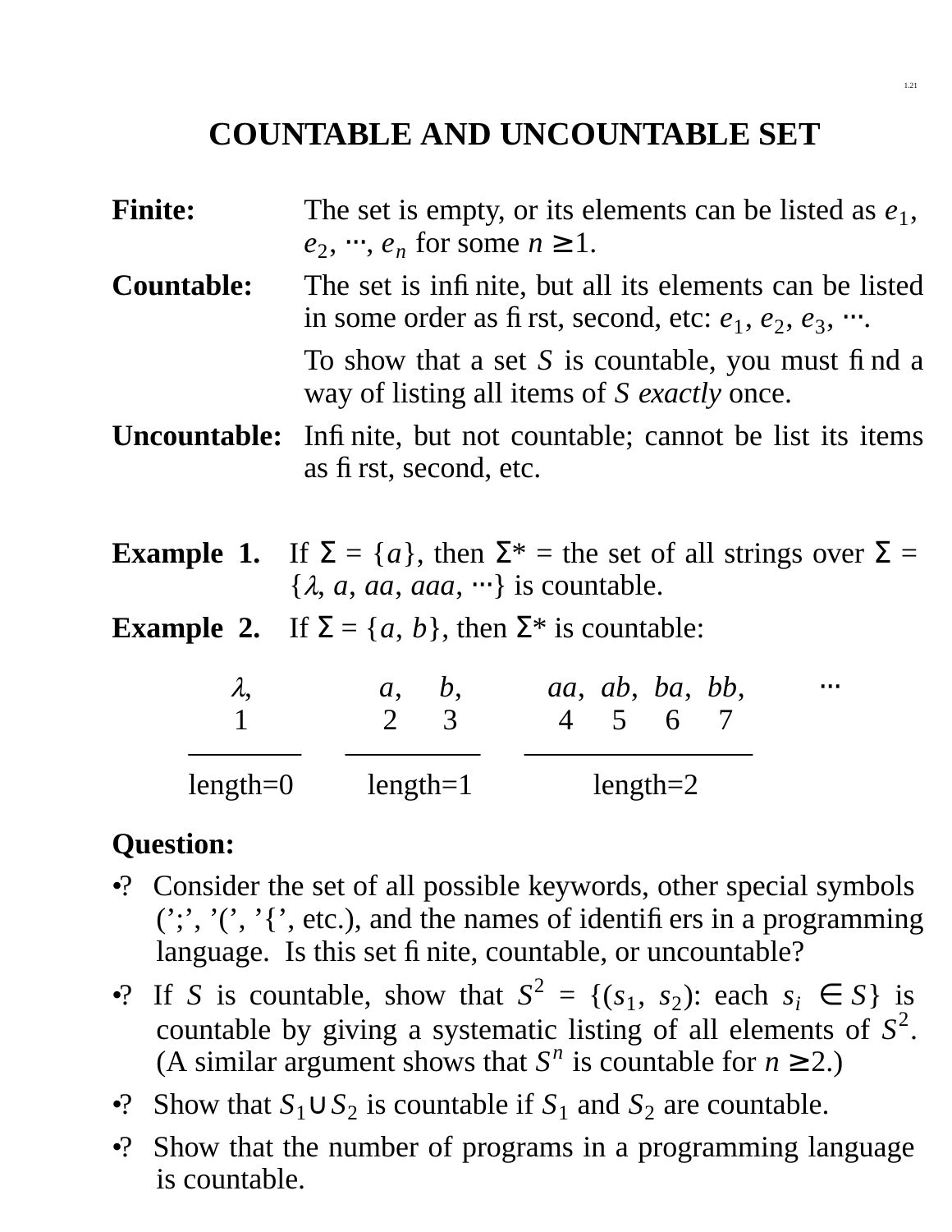# COUNTABLE AND UNCOUNTABLE SET

**Finite:** The set is empty, or its elements can be listed as $e_1$, $e_2$, ⋯, $e_n$ for some $n \geq 1$.

**Countable:** The set is infinite, but all its elements can be listed in some order as first, second, etc: $e_1$, $e_2$, $e_3$, ⋯.

To show that a set $S$ is countable, you must find a way of listing all items of $S$ *exactly* once.

**Uncountable:** Infinite, but not countable; cannot be list its items as first, second, etc.

**Example 1.** If $\Sigma = \{a\}$, then $\Sigma^*$ = the set of all strings over $\Sigma = \{\lambda, a, aa, aaa, \cdots\}$ is countable.

**Example 2.** If $\Sigma = \{a, b\}$, then $\Sigma^*$ is countable:

| $\lambda$, | $a$, | $b$, | $aa$, | $ab$, | $ba$, | $bb$, | ⋯ |
|---|---|---|---|---|---|---|---|
| 1 | 2 | 3 | 4 | 5 | 6 | 7 | |
| length=0 | length=1 | | length=2 | | | | |

**Question:**

- ? Consider the set of all possible keywords, other special symbols (';', '(', '{', etc.), and the names of identifiers in a programming language. Is this set finite, countable, or uncountable?
- ? If $S$ is countable, show that $S^2 = \{(s_1, s_2)$: each $s_i \in S\}$ is countable by giving a systematic listing of all elements of $S^2$. (A similar argument shows that $S^n$ is countable for $n \geq 2$.)
- ? Show that $S_1 \cup S_2$ is countable if $S_1$ and $S_2$ are countable.
- ? Show that the number of programs in a programming language is countable.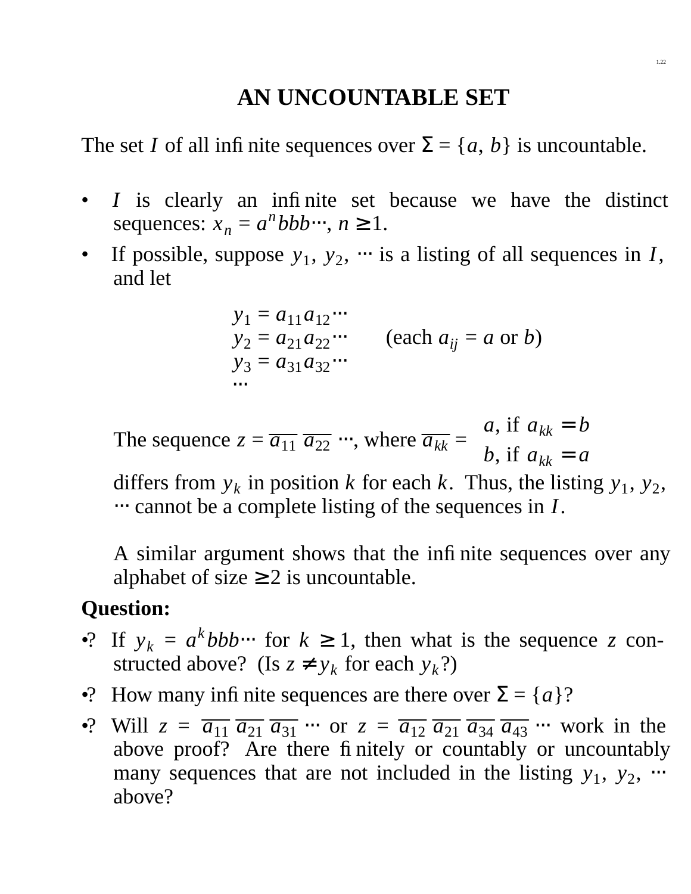# AN UNCOUNTABLE SET

The set $I$ of all infinite sequences over $\Sigma = \{a, b\}$ is uncountable.

- $I$ is clearly an infinite set because we have the distinct sequences: $x_n = a^n bbb\cdots$, $n \geq 1$.
- If possible, suppose $y_1, y_2, \cdots$ is a listing of all sequences in $I$, and let

$$
\begin{aligned}
y_1 &= a_{11}a_{12}\cdots \\
y_2 &= a_{21}a_{22}\cdots \qquad \text{(each } a_{ij} = a \text{ or } b\text{)} \\
y_3 &= a_{31}a_{32}\cdots \\
&\cdots
\end{aligned}
$$

  The sequence $z = \overline{a_{11}}\,\overline{a_{22}}\cdots$, where $\overline{a_{kk}} = \begin{cases} a, \text{ if } a_{kk} = b \\ b, \text{ if } a_{kk} = a \end{cases}$

  differs from $y_k$ in position $k$ for each $k$. Thus, the listing $y_1, y_2, \cdots$ cannot be a complete listing of the sequences in $I$.

  A similar argument shows that the infinite sequences over any alphabet of size $\geq 2$ is uncountable.

**Question:**

- ? If $y_k = a^k bbb\cdots$ for $k \geq 1$, then what is the sequence $z$ constructed above? (Is $z \neq y_k$ for each $y_k$?)
- ? How many infinite sequences are there over $\Sigma = \{a\}$?
- ? Will $z = \overline{a_{11}}\,\overline{a_{21}}\,\overline{a_{31}}\cdots$ or $z = \overline{a_{12}}\,\overline{a_{21}}\,\overline{a_{34}}\,\overline{a_{43}}\cdots$ work in the above proof? Are there finitely or countably or uncountably many sequences that are not included in the listing $y_1, y_2, \cdots$ above?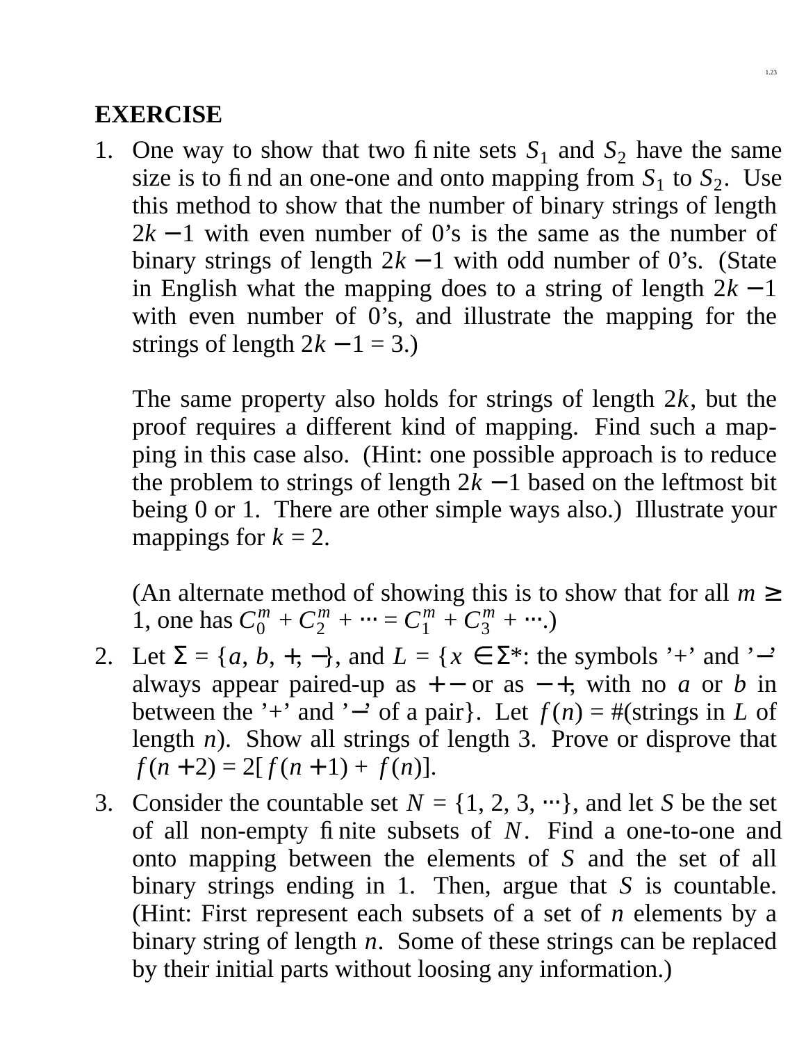**EXERCISE**

1. One way to show that two finite sets $S_1$ and $S_2$ have the same size is to find an one-one and onto mapping from $S_1$ to $S_2$. Use this method to show that the number of binary strings of length $2k-1$ with even number of 0's is the same as the number of binary strings of length $2k-1$ with odd number of 0's. (State in English what the mapping does to a string of length $2k-1$ with even number of 0's, and illustrate the mapping for the strings of length $2k-1 = 3$.)

   The same property also holds for strings of length $2k$, but the proof requires a different kind of mapping. Find such a mapping in this case also. (Hint: one possible approach is to reduce the problem to strings of length $2k-1$ based on the leftmost bit being 0 or 1. There are other simple ways also.) Illustrate your mappings for $k = 2$.

   (An alternate method of showing this is to show that for all $m \geq 1$, one has $C_0^m + C_2^m + \cdots = C_1^m + C_3^m + \cdots$.)

2. Let $\Sigma = \{a, b, +, -\}$, and $L = \{x \in \Sigma^*$: the symbols '+' and '−' always appear paired-up as $+-$ or as $-+$, with no $a$ or $b$ in between the '+' and '−' of a pair$\}$. Let $f(n) = \#$(strings in $L$ of length $n$). Show all strings of length 3. Prove or disprove that $f(n+2) = 2[f(n+1) + f(n)]$.

3. Consider the countable set $N = \{1, 2, 3, \cdots\}$, and let $S$ be the set of all non-empty finite subsets of $N$. Find a one-to-one and onto mapping between the elements of $S$ and the set of all binary strings ending in 1. Then, argue that $S$ is countable. (Hint: First represent each subsets of a set of $n$ elements by a binary string of length $n$. Some of these strings can be replaced by their initial parts without loosing any information.)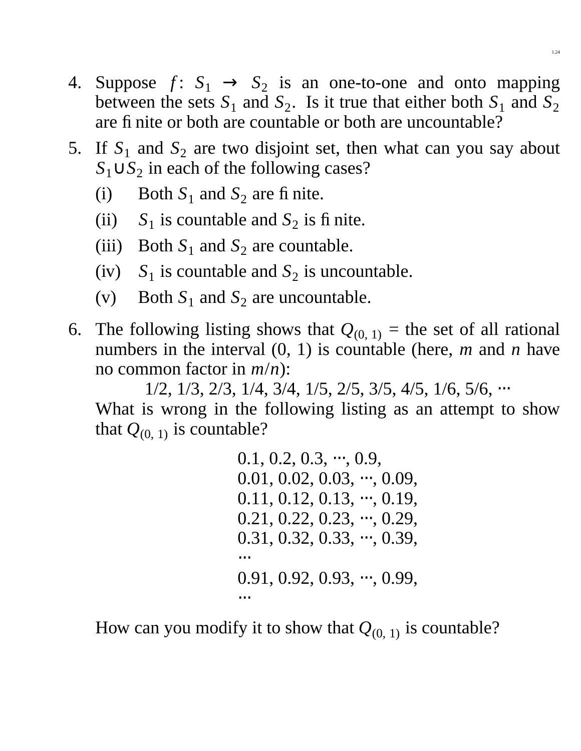4. Suppose $f: S_1 \to S_2$ is an one-to-one and onto mapping between the sets $S_1$ and $S_2$. Is it true that either both $S_1$ and $S_2$ are finite or both are countable or both are uncountable?

5. If $S_1$ and $S_2$ are two disjoint set, then what can you say about $S_1 \cup S_2$ in each of the following cases?

   (i) Both $S_1$ and $S_2$ are finite.

   (ii) $S_1$ is countable and $S_2$ is finite.

   (iii) Both $S_1$ and $S_2$ are countable.

   (iv) $S_1$ is countable and $S_2$ is uncountable.

   (v) Both $S_1$ and $S_2$ are uncountable.

6. The following listing shows that $Q_{(0,\,1)}$ = the set of all rational numbers in the interval (0, 1) is countable (here, $m$ and $n$ have no common factor in $m/n$):

   1/2, 1/3, 2/3, 1/4, 3/4, 1/5, 2/5, 3/5, 4/5, 1/6, 5/6, ⋯

   What is wrong in the following listing as an attempt to show that $Q_{(0,\,1)}$ is countable?

   0.1, 0.2, 0.3, ⋯, 0.9,
   0.01, 0.02, 0.03, ⋯, 0.09,
   0.11, 0.12, 0.13, ⋯, 0.19,
   0.21, 0.22, 0.23, ⋯, 0.29,
   0.31, 0.32, 0.33, ⋯, 0.39,
   ⋯
   0.91, 0.92, 0.93, ⋯, 0.99,
   ⋯

   How can you modify it to show that $Q_{(0,\,1)}$ is countable?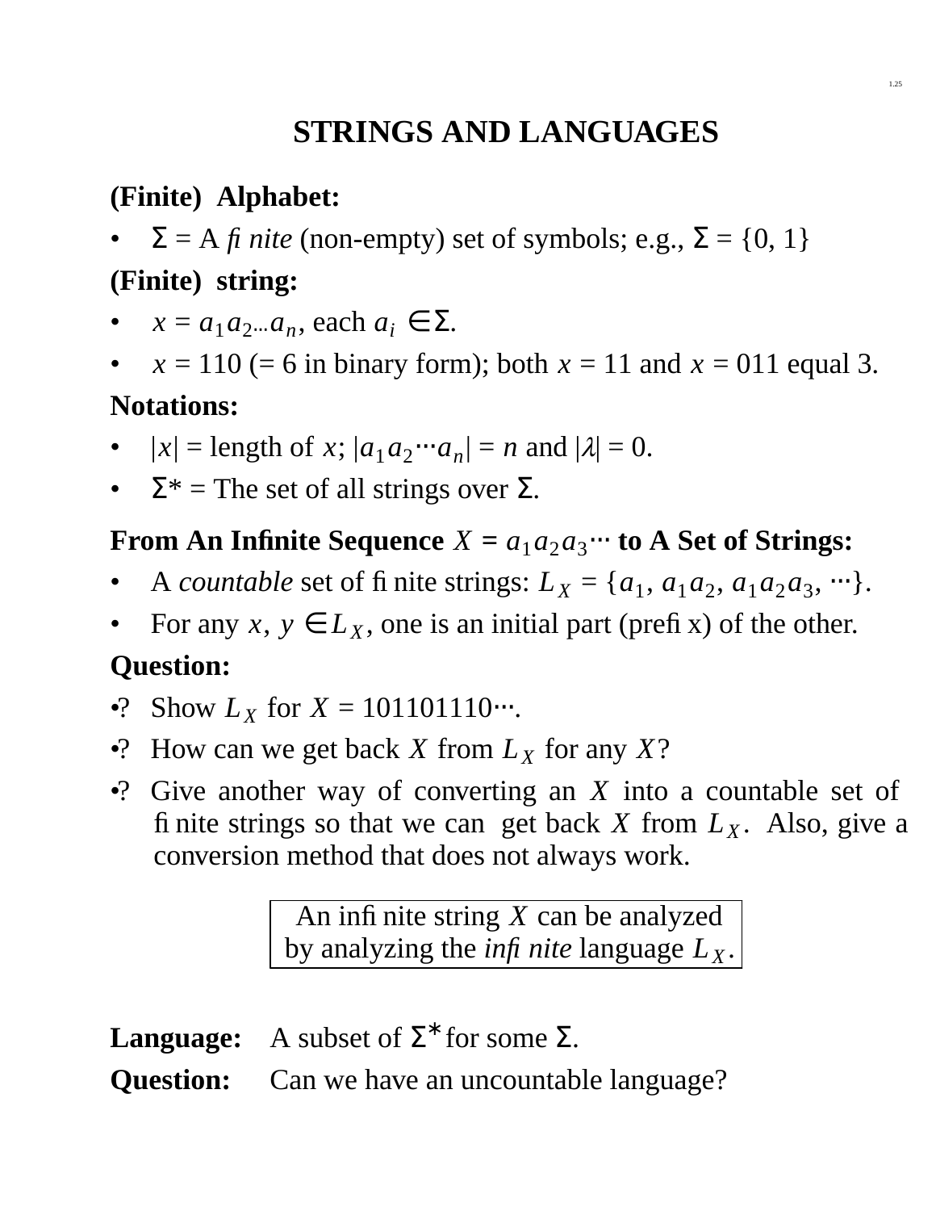# STRINGS AND LANGUAGES

**(Finite) Alphabet:**

- $\Sigma$ = A *finite* (non-empty) set of symbols; e.g., $\Sigma = \{0, 1\}$

**(Finite) string:**

- $x = a_1 a_2 ... a_n$, each $a_i \in \Sigma$.
- $x = 110$ (= 6 in binary form); both $x = 11$ and $x = 011$ equal 3.

**Notations:**

- $|x|$ = length of $x$; $|a_1 a_2 \cdots a_n| = n$ and $|\lambda| = 0$.
- $\Sigma^*$ = The set of all strings over $\Sigma$.

**From An Infinite Sequence $X = a_1 a_2 a_3 \cdots$ to A Set of Strings:**

- A *countable* set of finite strings: $L_X = \{a_1, a_1 a_2, a_1 a_2 a_3, \cdots\}$.
- For any $x, y \in L_X$, one is an initial part (prefix) of the other.

**Question:**

- ? Show $L_X$ for $X = 101101110\cdots$.
- ? How can we get back $X$ from $L_X$ for any $X$?
- ? Give another way of converting an $X$ into a countable set of finite strings so that we can get back $X$ from $L_X$. Also, give a conversion method that does not always work.

| An infinite string $X$ can be analyzed by analyzing the *infinite* language $L_X$. |
|---|

**Language:** A subset of $\Sigma^*$ for some $\Sigma$.

**Question:** Can we have an uncountable language?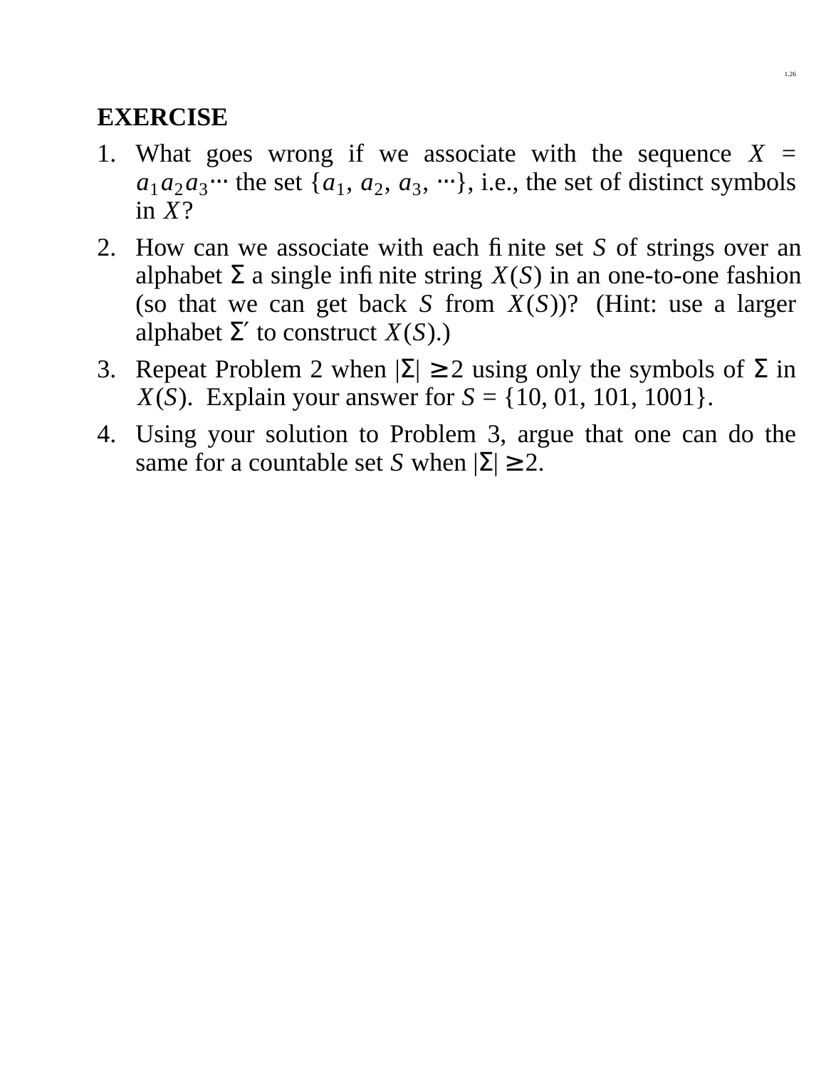**EXERCISE**

1. What goes wrong if we associate with the sequence $X = a_1 a_2 a_3 \cdots$ the set $\{a_1, a_2, a_3, \cdots\}$, i.e., the set of distinct symbols in $X$?
2. How can we associate with each finite set $S$ of strings over an alphabet $\Sigma$ a single infinite string $X(S)$ in an one-to-one fashion (so that we can get back $S$ from $X(S)$)? (Hint: use a larger alphabet $\Sigma'$ to construct $X(S)$.)
3. Repeat Problem 2 when $|\Sigma| \geq 2$ using only the symbols of $\Sigma$ in $X(S)$. Explain your answer for $S = \{10, 01, 101, 1001\}$.
4. Using your solution to Problem 3, argue that one can do the same for a countable set $S$ when $|\Sigma| \geq 2$.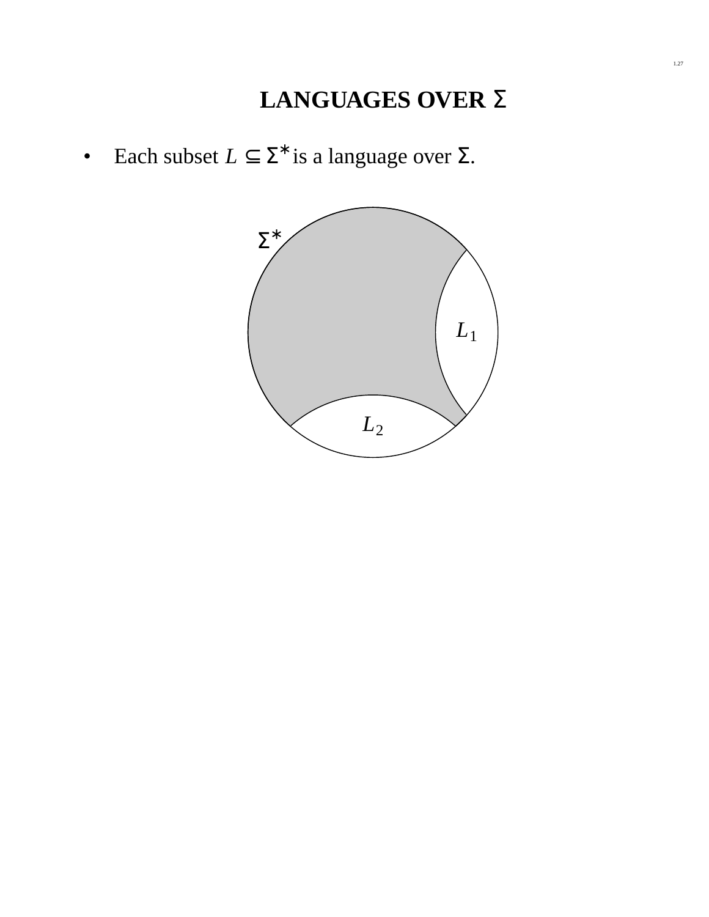# LANGUAGES OVER Σ

- Each subset $L \subseteq \Sigma^*$ is a language over $\Sigma$.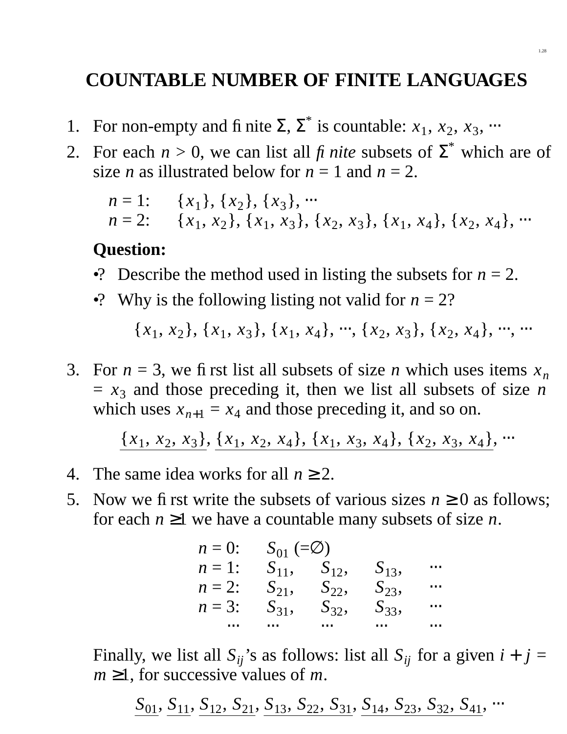# COUNTABLE NUMBER OF FINITE LANGUAGES

1. For non-empty and finite $\Sigma$, $\Sigma^*$ is countable: $x_1, x_2, x_3, \cdots$
2. For each $n > 0$, we can list all *finite* subsets of $\Sigma^*$ which are of size $n$ as illustrated below for $n = 1$ and $n = 2$.

   $n = 1$: $\{x_1\}, \{x_2\}, \{x_3\}, \cdots$
   $n = 2$: $\{x_1, x_2\}, \{x_1, x_3\}, \{x_2, x_3\}, \{x_1, x_4\}, \{x_2, x_4\}, \cdots$

   **Question:**

   •? Describe the method used in listing the subsets for $n = 2$.

   •? Why is the following listing not valid for $n = 2$?

   $$\{x_1, x_2\}, \{x_1, x_3\}, \{x_1, x_4\}, \cdots, \{x_2, x_3\}, \{x_2, x_4\}, \cdots, \cdots$$

3. For $n = 3$, we first list all subsets of size $n$ which uses items $x_n = x_3$ and those preceding it, then we list all subsets of size $n$ which uses $x_{n+1} = x_4$ and those preceding it, and so on.

   $$\underline{\{x_1, x_2, x_3\}}, \underline{\{x_1, x_2, x_4\}, \{x_1, x_3, x_4\}, \{x_2, x_3, x_4\}}, \cdots$$

4. The same idea works for all $n \geq 2$.
5. Now we first write the subsets of various sizes $n \geq 0$ as follows; for each $n \geq 1$ we have a countable many subsets of size $n$.

| | | | | |
|---|---|---|---|---|
| $n = 0$: | $S_{01}$ $(=\emptyset)$ | | | |
| $n = 1$: | $S_{11}$, | $S_{12}$, | $S_{13}$, | $\cdots$ |
| $n = 2$: | $S_{21}$, | $S_{22}$, | $S_{23}$, | $\cdots$ |
| $n = 3$: | $S_{31}$, | $S_{32}$, | $S_{33}$, | $\cdots$ |
| $\cdots$ | $\cdots$ | $\cdots$ | $\cdots$ | $\cdots$ |

   Finally, we list all $S_{ij}$'s as follows: list all $S_{ij}$ for a given $i + j = m \geq 1$, for successive values of $m$.

   $$\underline{S_{01}}, \underline{S_{11}}, \underline{S_{12}, S_{21}}, \underline{S_{13}, S_{22}, S_{31}}, \underline{S_{14}, S_{23}, S_{32}, S_{41}}, \cdots$$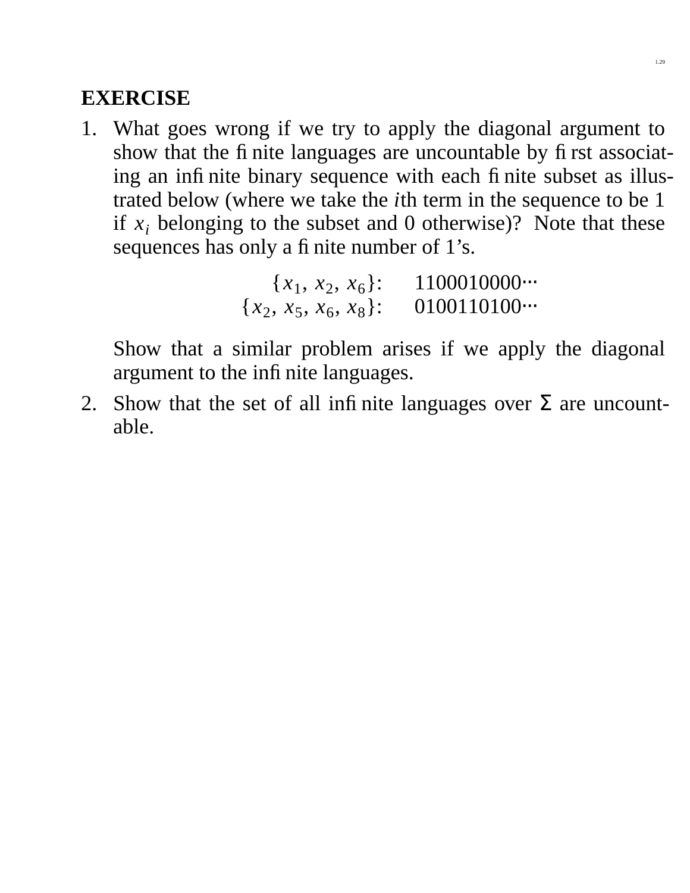## EXERCISE

1. What goes wrong if we try to apply the diagonal argument to show that the finite languages are uncountable by first associating an infinite binary sequence with each finite subset as illustrated below (where we take the $i$th term in the sequence to be 1 if $x_i$ belonging to the subset and 0 otherwise)? Note that these sequences has only a finite number of 1's.

$$\{x_1, x_2, x_6\}: \quad 1100010000\cdots$$
$$\{x_2, x_5, x_6, x_8\}: \quad 0100110100\cdots$$

   Show that a similar problem arises if we apply the diagonal argument to the infinite languages.

2. Show that the set of all infinite languages over $\Sigma$ are uncountable.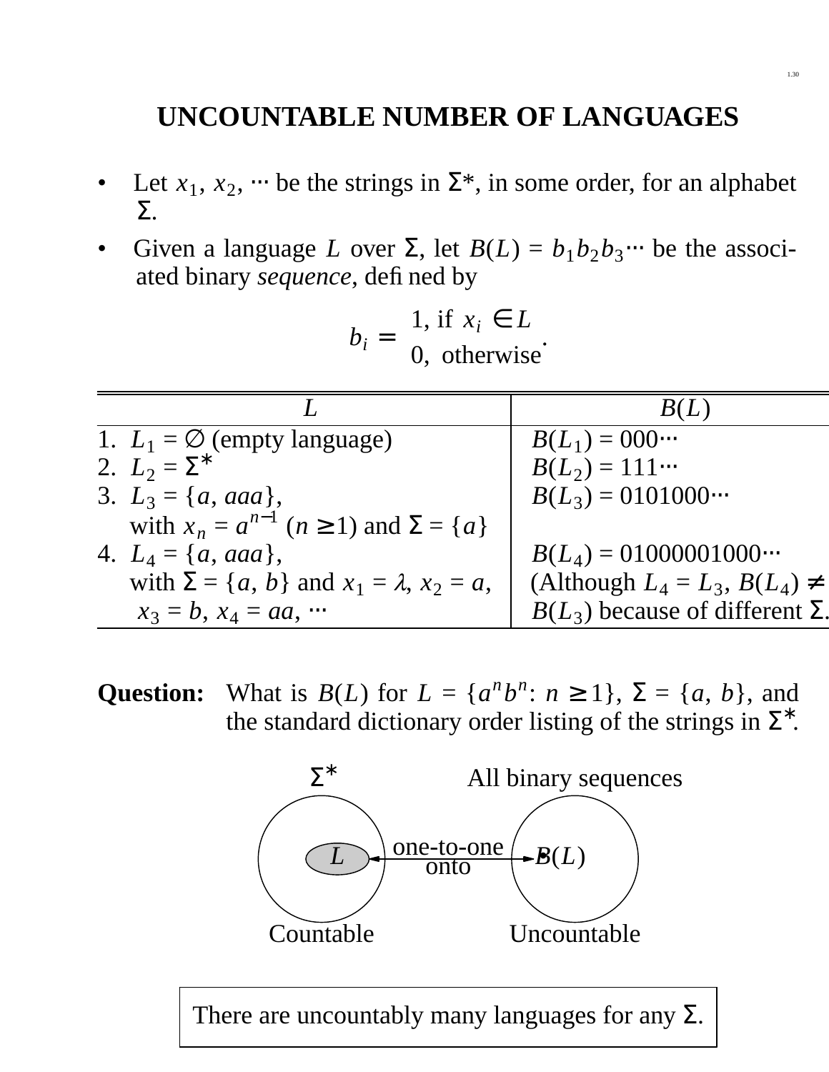# UNCOUNTABLE NUMBER OF LANGUAGES

- Let $x_1, x_2, \cdots$ be the strings in $\Sigma^*$, in some order, for an alphabet $\Sigma$.
- Given a language $L$ over $\Sigma$, let $B(L) = b_1 b_2 b_3 \cdots$ be the associated binary *sequence*, defined by

$$b_i = \begin{cases} 1, \text{ if } x_i \in L \\ 0, \text{ otherwise} \end{cases}.$$

| $L$ | $B(L)$ |
|---|---|
| 1. $L_1 = \emptyset$ (empty language) | $B(L_1) = 000\cdots$ |
| 2. $L_2 = \Sigma^*$ | $B(L_2) = 111\cdots$ |
| 3. $L_3 = \{a, aaa\}$, with $x_n = a^{n-1}$ $(n \geq 1)$ and $\Sigma = \{a\}$ | $B(L_3) = 0101000\cdots$ |
| 4. $L_4 = \{a, aaa\}$, with $\Sigma = \{a, b\}$ and $x_1 = \lambda$, $x_2 = a$, $x_3 = b$, $x_4 = aa$, $\cdots$ | $B(L_4) = 01000001000\cdots$ (Although $L_4 = L_3$, $B(L_4) \neq B(L_3)$ because of different $\Sigma$. |

**Question:** What is $B(L)$ for $L = \{a^n b^n : n \geq 1\}$, $\Sigma = \{a, b\}$, and the standard dictionary order listing of the strings in $\Sigma^*$.

$\Sigma^*$ — All binary sequences

$L$ ←one-to-one onto→ $B(L)$

Countable — Uncountable

There are uncountably many languages for any $\Sigma$.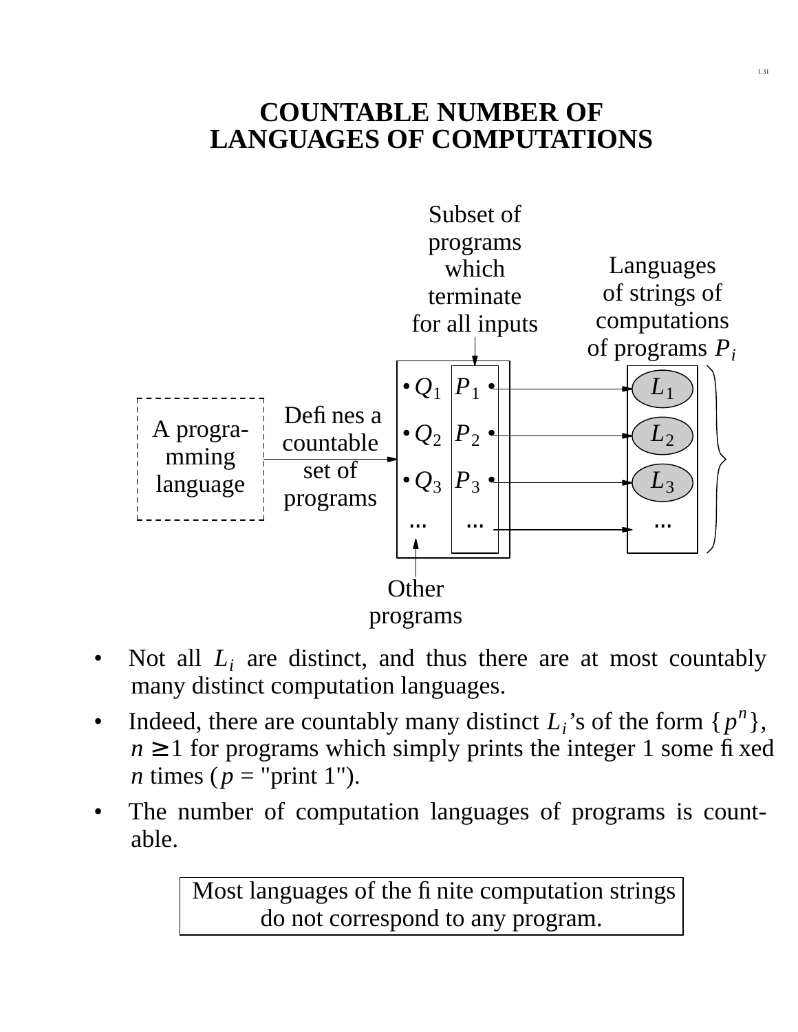# COUNTABLE NUMBER OF LANGUAGES OF COMPUTATIONS

Subset of programs which terminate for all inputs

Languages of strings of computations of programs $P_i$

A progra-mming language

Defines a countable set of programs

$\bullet Q_1$ $P_1 \bullet$ → $L_1$

$\bullet Q_2$ $P_2 \bullet$ → $L_2$

$\bullet Q_3$ $P_3 \bullet$ → $L_3$

... ... → ...

Other programs

- Not all $L_i$ are distinct, and thus there are at most countably many distinct computation languages.
- Indeed, there are countably many distinct $L_i$'s of the form $\{p^n\}$, $n \geq 1$ for programs which simply prints the integer 1 some fixed $n$ times ($p$ = "print 1").
- The number of computation languages of programs is countable.

| Most languages of the finite computation strings do not correspond to any program. |
|---|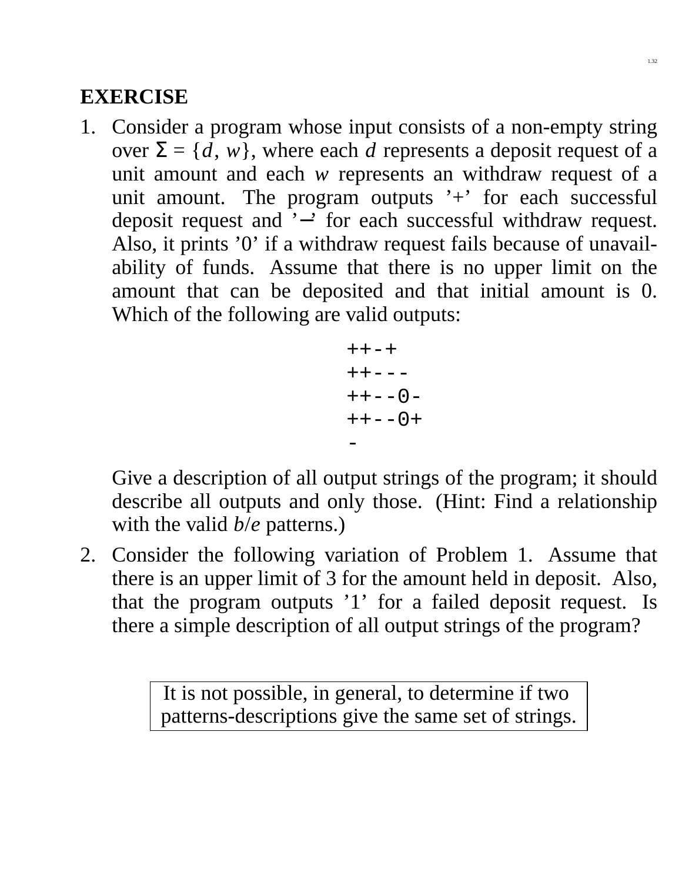**EXERCISE**

1. Consider a program whose input consists of a non-empty string over $\Sigma = \{d, w\}$, where each $d$ represents a deposit request of a unit amount and each $w$ represents an withdraw request of a unit amount. The program outputs '+' for each successful deposit request and '−' for each successful withdraw request. Also, it prints '0' if a withdraw request fails because of unavailability of funds. Assume that there is no upper limit on the amount that can be deposited and that initial amount is 0. Which of the following are valid outputs:

   ```
   ++-+
   ++---
   ++--0-
   ++--0+
   -
   ```

   Give a description of all output strings of the program; it should describe all outputs and only those. (Hint: Find a relationship with the valid *b*/*e* patterns.)

2. Consider the following variation of Problem 1. Assume that there is an upper limit of 3 for the amount held in deposit. Also, that the program outputs '1' for a failed deposit request. Is there a simple description of all output strings of the program?

> It is not possible, in general, to determine if two patterns-descriptions give the same set of strings.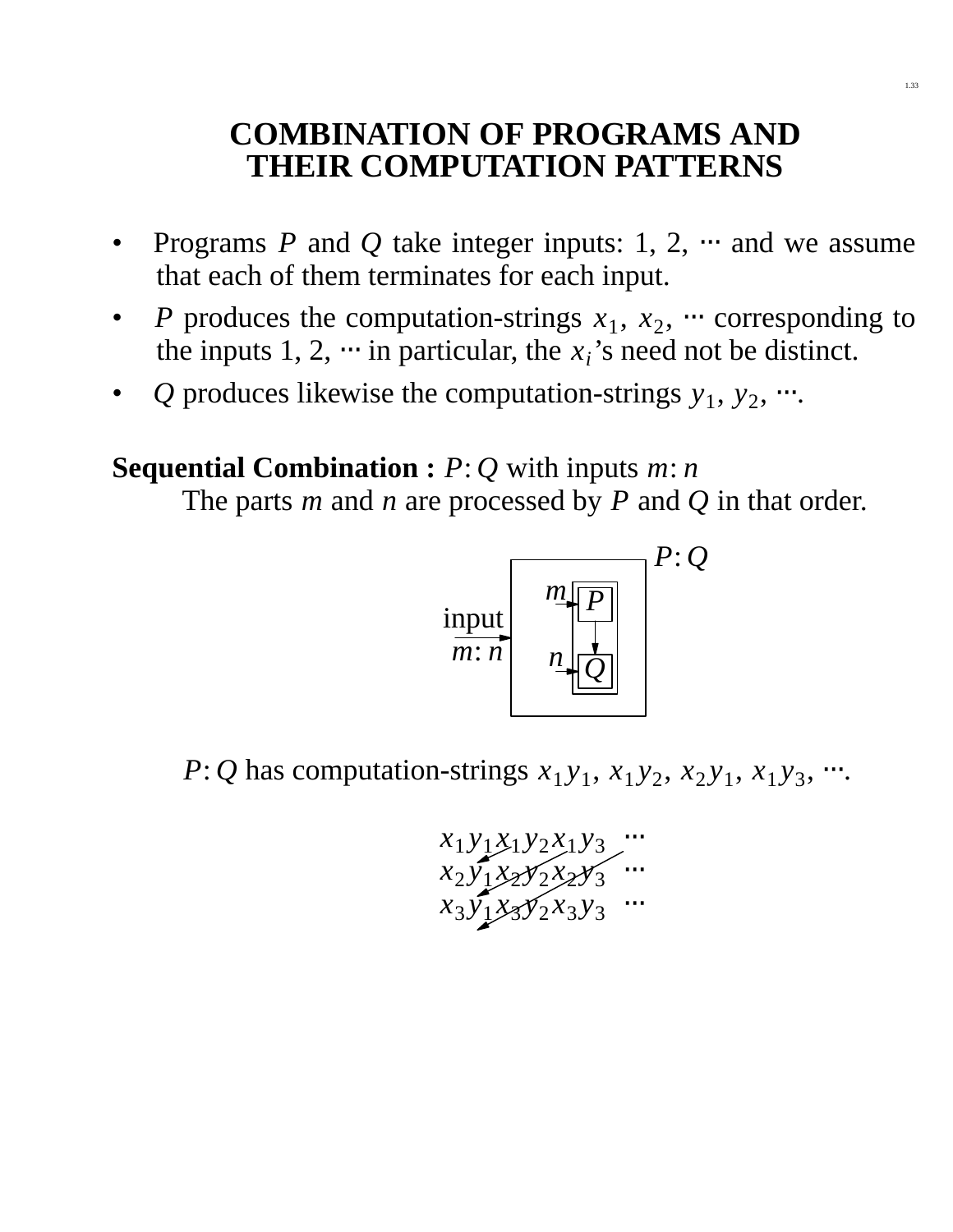# COMBINATION OF PROGRAMS AND THEIR COMPUTATION PATTERNS

- Programs $P$ and $Q$ take integer inputs: 1, 2, $\cdots$ and we assume that each of them terminates for each input.
- $P$ produces the computation-strings $x_1$, $x_2$, $\cdots$ corresponding to the inputs 1, 2, $\cdots$ in particular, the $x_i$'s need not be distinct.
- $Q$ produces likewise the computation-strings $y_1$, $y_2$, $\cdots$.

**Sequential Combination :** $P{:}\,Q$ with inputs $m{:}\,n$

The parts $m$ and $n$ are processed by $P$ and $Q$ in that order.

$P{:}\,Q$ has computation-strings $x_1y_1$, $x_1y_2$, $x_2y_1$, $x_1y_3$, $\cdots$.

$$
\begin{matrix}
x_1y_1 & x_1y_2 & x_1y_3 & \cdots \\
x_2y_1 & x_2y_2 & x_2y_3 & \cdots \\
x_3y_1 & x_3y_2 & x_3y_3 & \cdots
\end{matrix}
$$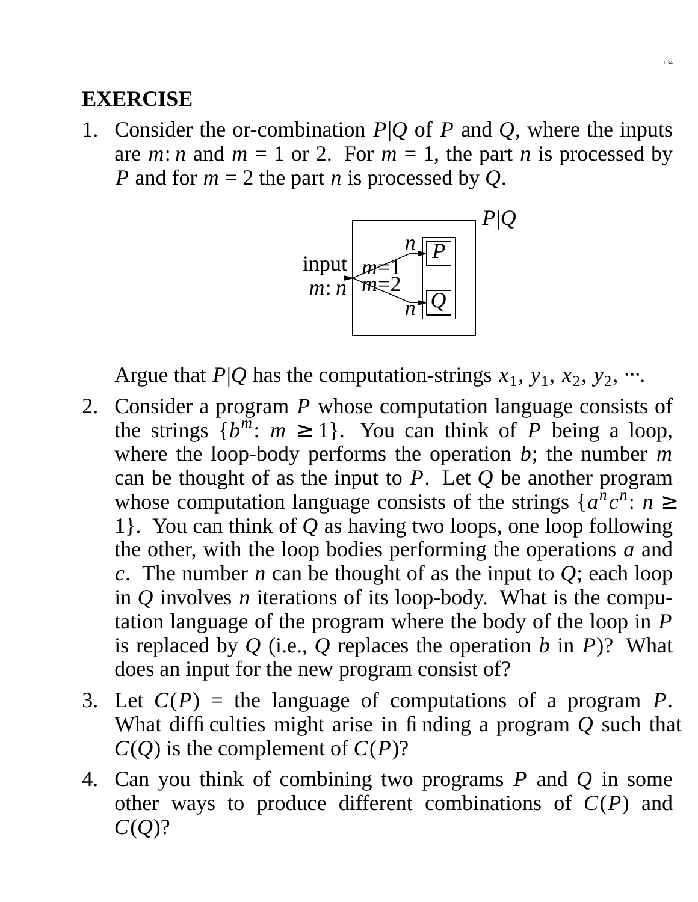## EXERCISE

1. Consider the or-combination $P|Q$ of $P$ and $Q$, where the inputs are $m\colon n$ and $m = 1$ or $2$. For $m = 1$, the part $n$ is processed by $P$ and for $m = 2$ the part $n$ is processed by $Q$.

   Argue that $P|Q$ has the computation-strings $x_1, y_1, x_2, y_2, \cdots$.

2. Consider a program $P$ whose computation language consists of the strings $\{b^m\colon m \geq 1\}$. You can think of $P$ being a loop, where the loop-body performs the operation $b$; the number $m$ can be thought of as the input to $P$. Let $Q$ be another program whose computation language consists of the strings $\{a^n c^n\colon n \geq 1\}$. You can think of $Q$ as having two loops, one loop following the other, with the loop bodies performing the operations $a$ and $c$. The number $n$ can be thought of as the input to $Q$; each loop in $Q$ involves $n$ iterations of its loop-body. What is the computation language of the program where the body of the loop in $P$ is replaced by $Q$ (i.e., $Q$ replaces the operation $b$ in $P$)? What does an input for the new program consist of?

3. Let $C(P)$ = the language of computations of a program $P$. What difficulties might arise in finding a program $Q$ such that $C(Q)$ is the complement of $C(P)$?

4. Can you think of combining two programs $P$ and $Q$ in some other ways to produce different combinations of $C(P)$ and $C(Q)$?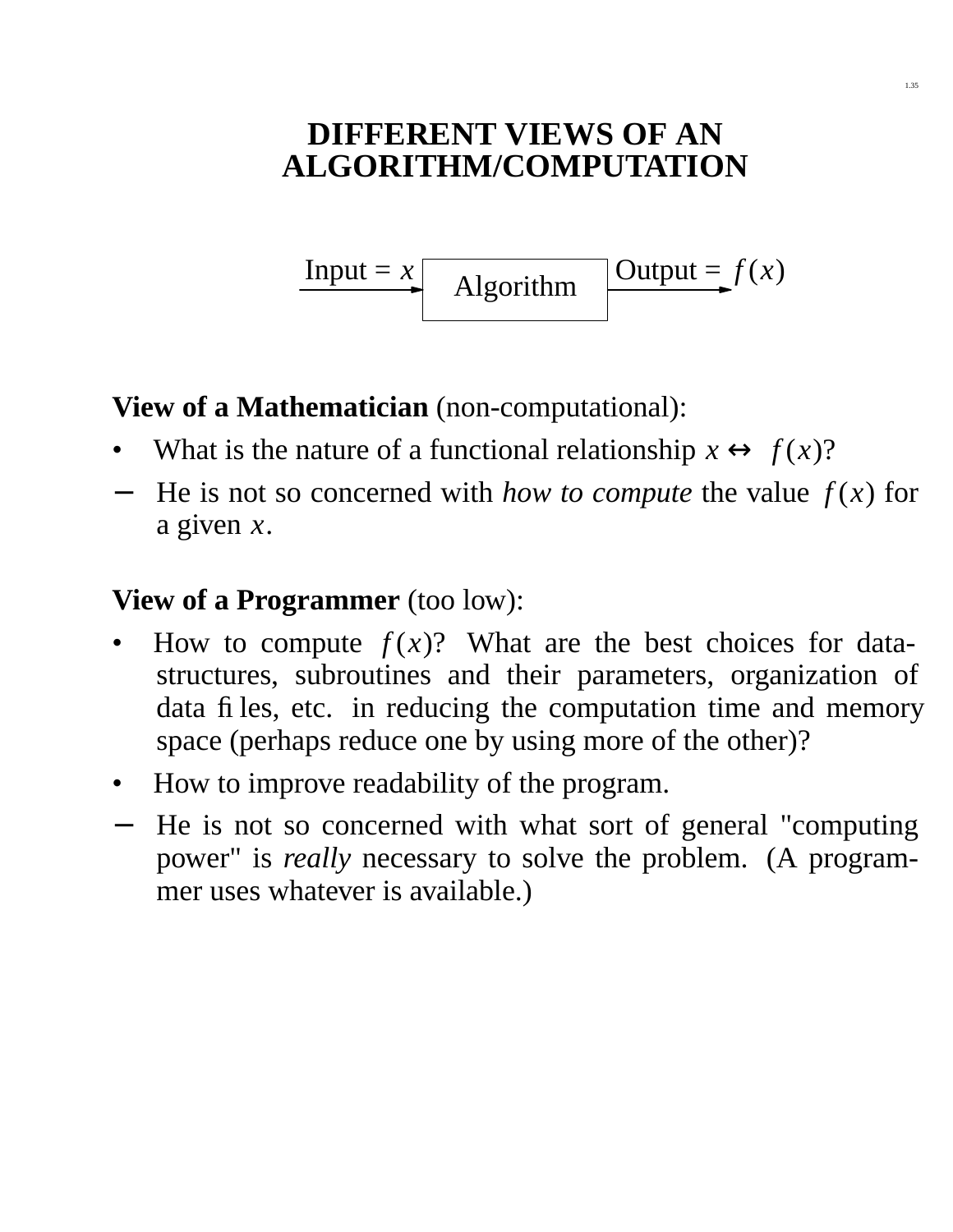# DIFFERENT VIEWS OF AN ALGORITHM/COMPUTATION

Input = $x$ → Algorithm → Output = $f(x)$

**View of a Mathematician** (non-computational):

- What is the nature of a functional relationship $x \leftrightarrow f(x)$?

− He is not so concerned with *how to compute* the value $f(x)$ for a given $x$.

**View of a Programmer** (too low):

- How to compute $f(x)$? What are the best choices for data-structures, subroutines and their parameters, organization of data files, etc. in reducing the computation time and memory space (perhaps reduce one by using more of the other)?
- How to improve readability of the program.

− He is not so concerned with what sort of general "computing power" is *really* necessary to solve the problem. (A programmer uses whatever is available.)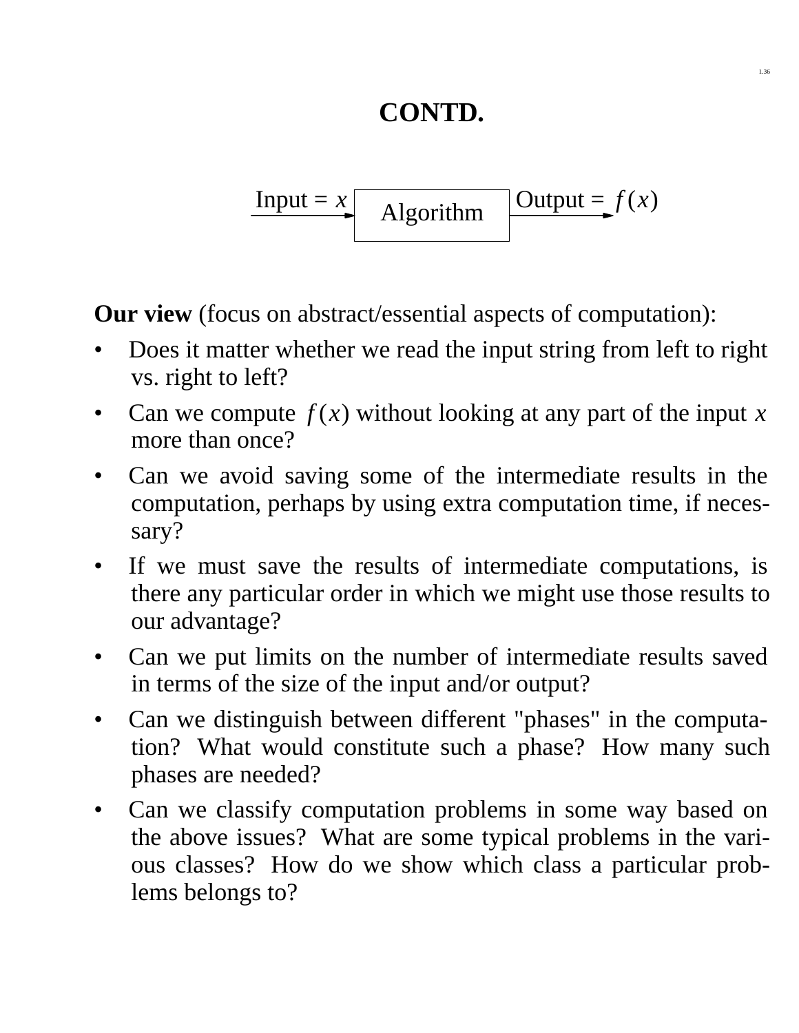# CONTD.

Input = $x$ → Algorithm → Output = $f(x)$

**Our view** (focus on abstract/essential aspects of computation):

- Does it matter whether we read the input string from left to right vs. right to left?
- Can we compute $f(x)$ without looking at any part of the input $x$ more than once?
- Can we avoid saving some of the intermediate results in the computation, perhaps by using extra computation time, if necessary?
- If we must save the results of intermediate computations, is there any particular order in which we might use those results to our advantage?
- Can we put limits on the number of intermediate results saved in terms of the size of the input and/or output?
- Can we distinguish between different "phases" in the computation? What would constitute such a phase? How many such phases are needed?
- Can we classify computation problems in some way based on the above issues? What are some typical problems in the various classes? How do we show which class a particular problems belongs to?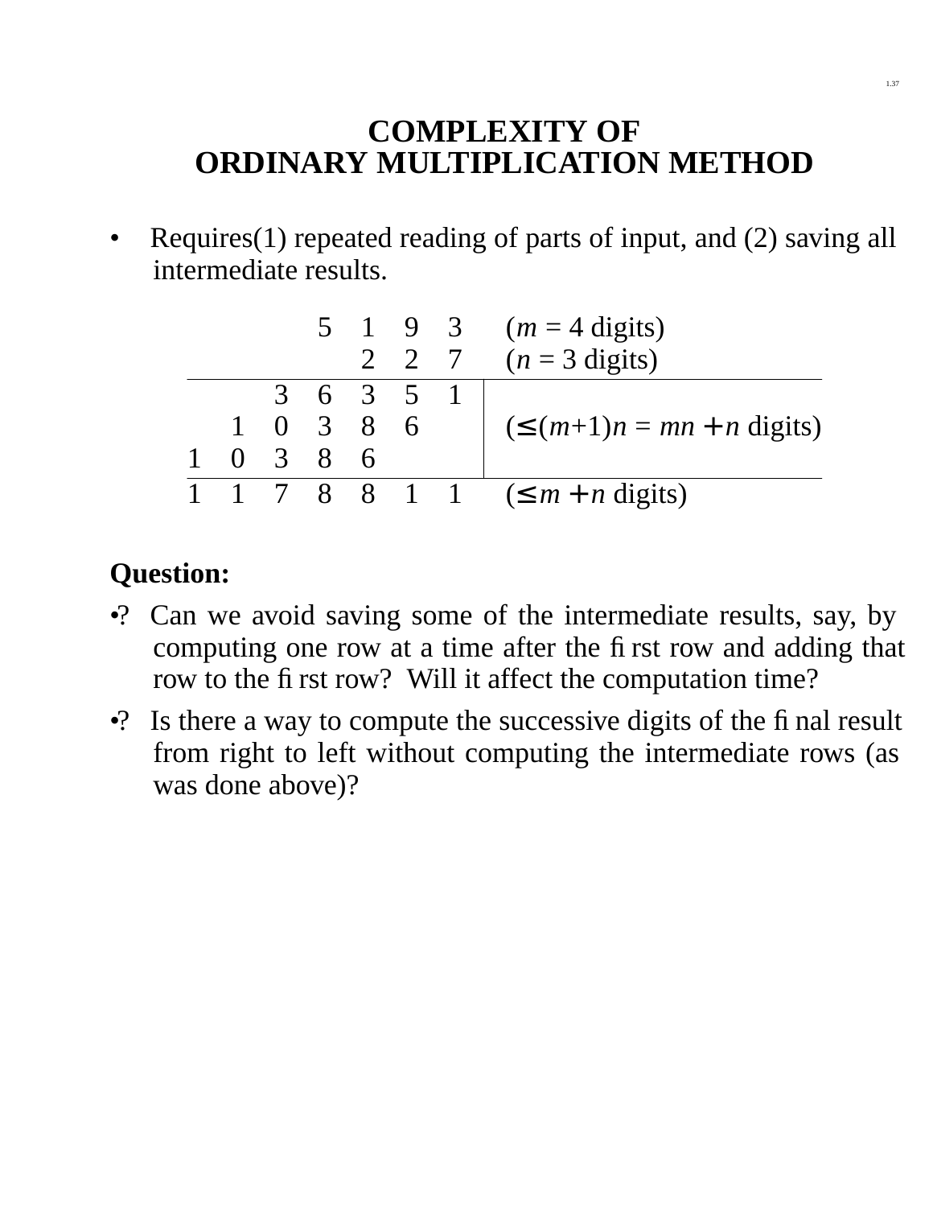# COMPLEXITY OF ORDINARY MULTIPLICATION METHOD

- Requires(1) repeated reading of parts of input, and (2) saving all intermediate results.

| | | | | | | | |
|---|---|---|---|---|---|---|---|
| | | | 5 | 1 | 9 | 3 | ($m$ = 4 digits) |
| | | | | 2 | 2 | 7 | ($n$ = 3 digits) |
| | | 3 | 6 | 3 | 5 | 1 | |
| | 1 | 0 | 3 | 8 | 6 | | ($\leq (m+1)n = mn + n$ digits) |
| 1 | 0 | 3 | 8 | 6 | | | |
| 1 | 1 | 7 | 8 | 8 | 1 | 1 | ($\leq m + n$ digits) |

**Question:**

•? Can we avoid saving some of the intermediate results, say, by computing one row at a time after the first row and adding that row to the first row? Will it affect the computation time?

•? Is there a way to compute the successive digits of the final result from right to left without computing the intermediate rows (as was done above)?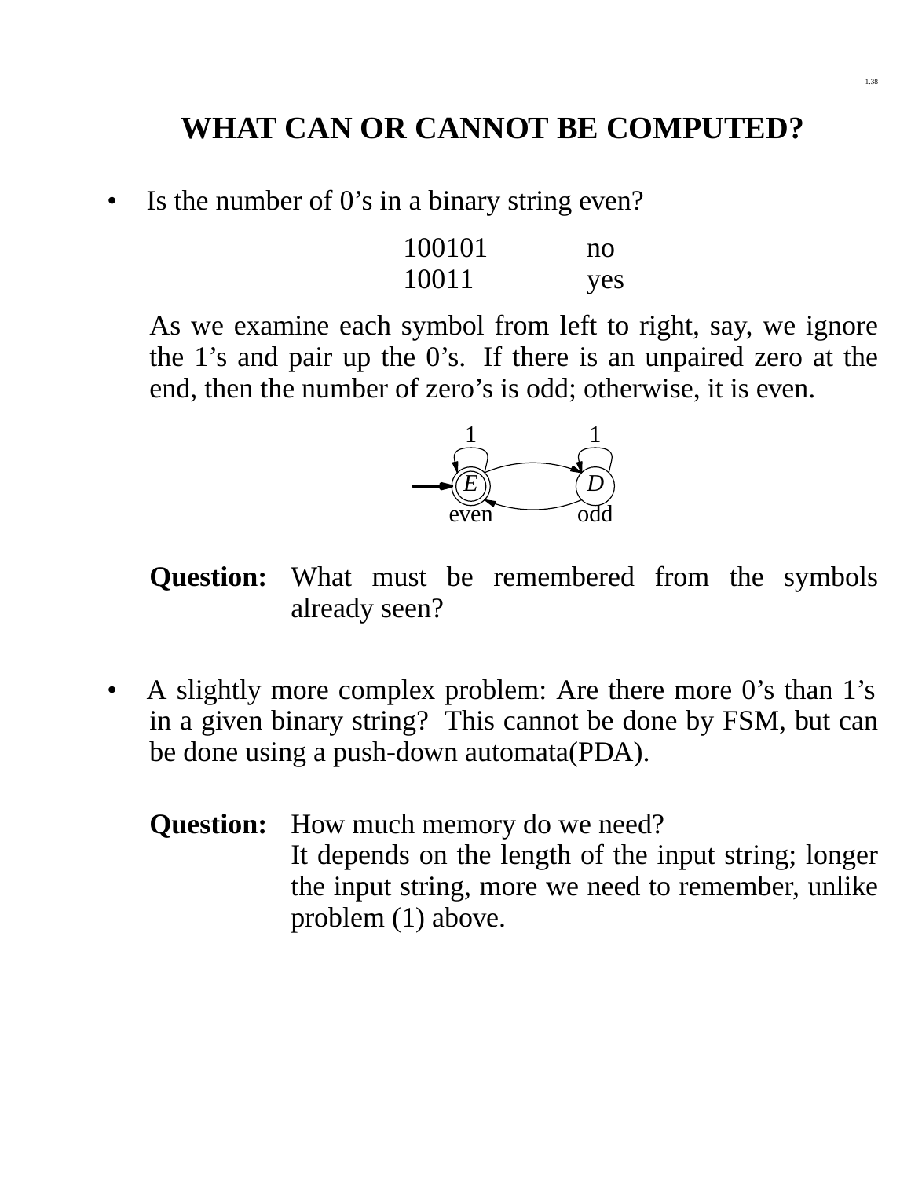# WHAT CAN OR CANNOT BE COMPUTED?

- Is the number of 0's in a binary string even?

| | |
|---|---|
| 100101 | no |
| 10011 | yes |

As we examine each symbol from left to right, say, we ignore the 1's and pair up the 0's. If there is an unpaired zero at the end, then the number of zero's is odd; otherwise, it is even.

1 1

E D

even odd

**Question:** What must be remembered from the symbols already seen?

- A slightly more complex problem: Are there more 0's than 1's in a given binary string? This cannot be done by FSM, but can be done using a push-down automata(PDA).

**Question:** How much memory do we need?
It depends on the length of the input string; longer the input string, more we need to remember, unlike problem (1) above.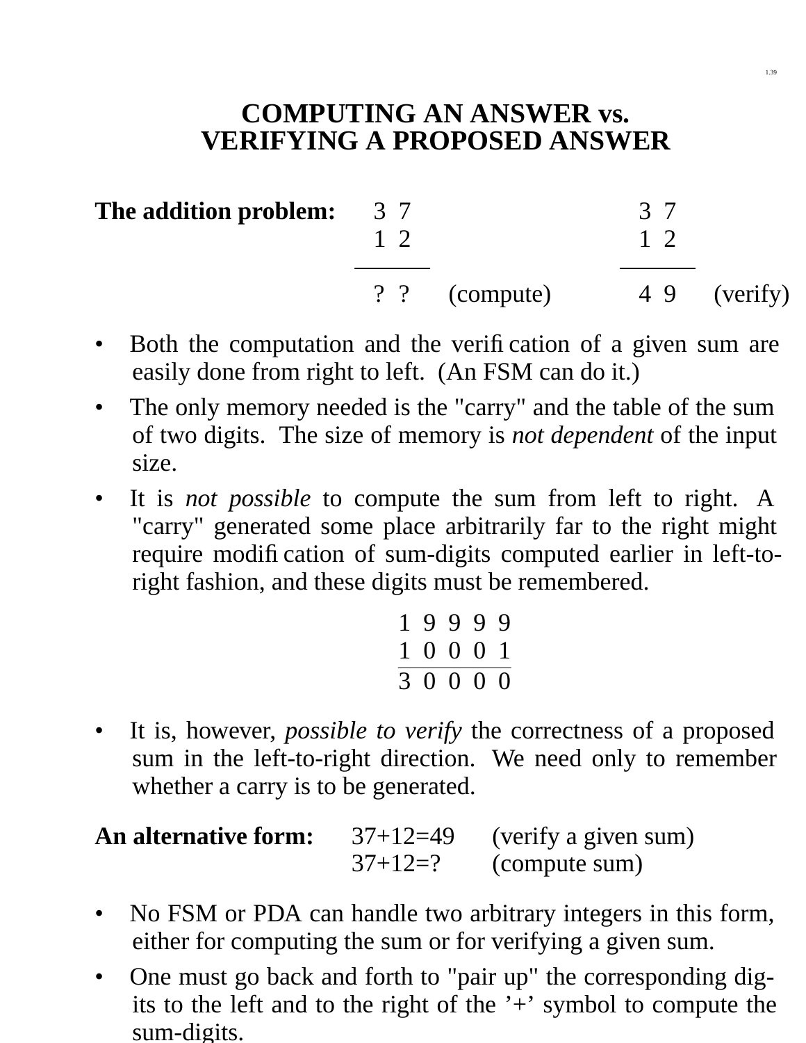# COMPUTING AN ANSWER vs. VERIFYING A PROPOSED ANSWER

**The addition problem:**

```
  3 7                    3 7
  1 2                    1 2
 -----                  -----
  ? ?   (compute)        4 9   (verify)
```

- Both the computation and the verification of a given sum are easily done from right to left. (An FSM can do it.)
- The only memory needed is the "carry" and the table of the sum of two digits. The size of memory is *not dependent* of the input size.
- It is *not possible* to compute the sum from left to right. A "carry" generated some place arbitrarily far to the right might require modification of sum-digits computed earlier in left-to-right fashion, and these digits must be remembered.

```
 1 9 9 9 9
 1 0 0 0 1
 ---------
 3 0 0 0 0
```

- It is, however, *possible to verify* the correctness of a proposed sum in the left-to-right direction. We need only to remember whether a carry is to be generated.

**An alternative form:** 37+12=49 (verify a given sum)
37+12=? (compute sum)

- No FSM or PDA can handle two arbitrary integers in this form, either for computing the sum or for verifying a given sum.
- One must go back and forth to "pair up" the corresponding digits to the left and to the right of the '+' symbol to compute the sum-digits.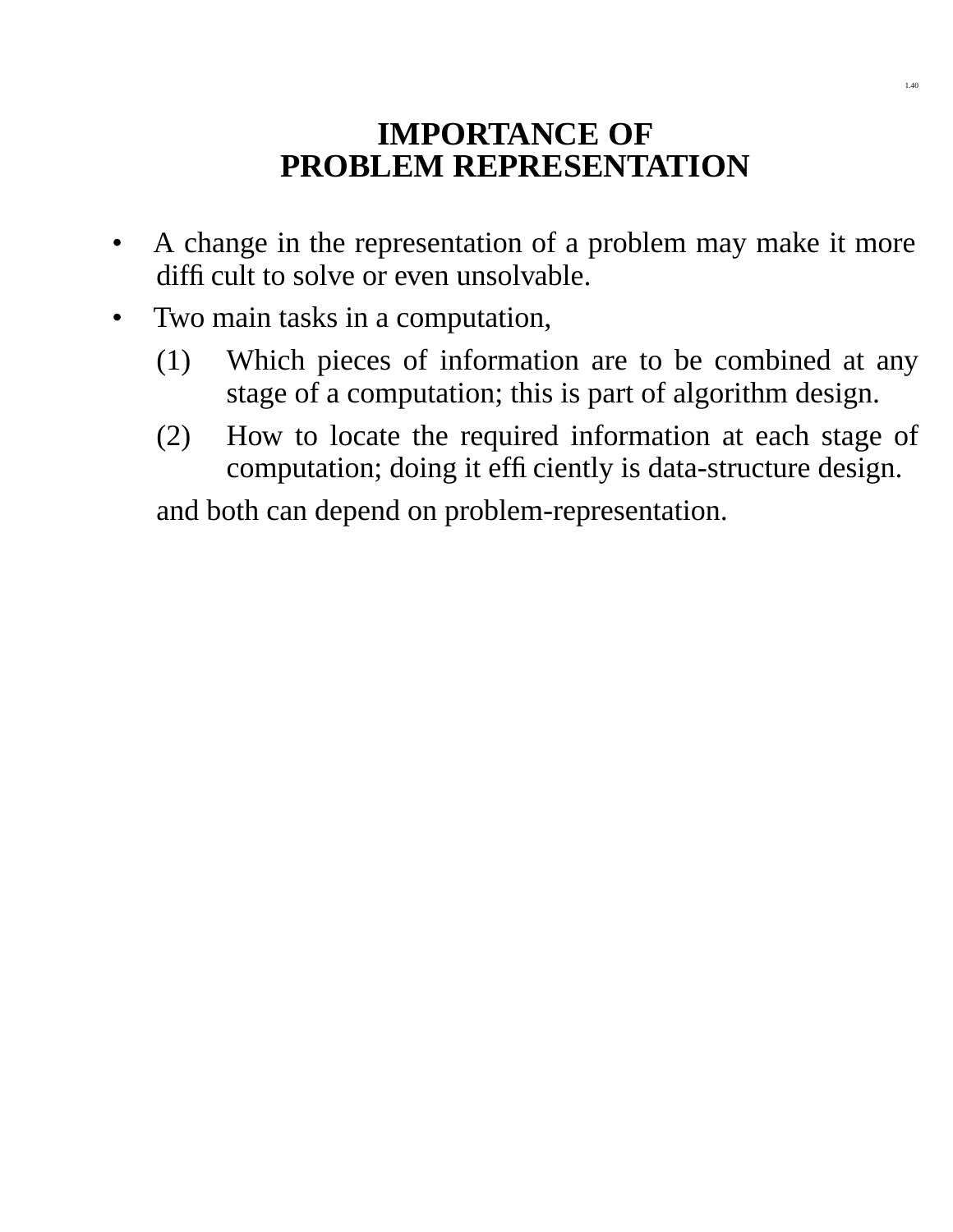# IMPORTANCE OF PROBLEM REPRESENTATION

- A change in the representation of a problem may make it more difficult to solve or even unsolvable.
- Two main tasks in a computation,
  - (1) Which pieces of information are to be combined at any stage of a computation; this is part of algorithm design.
  - (2) How to locate the required information at each stage of computation; doing it efficiently is data-structure design.

  and both can depend on problem-representation.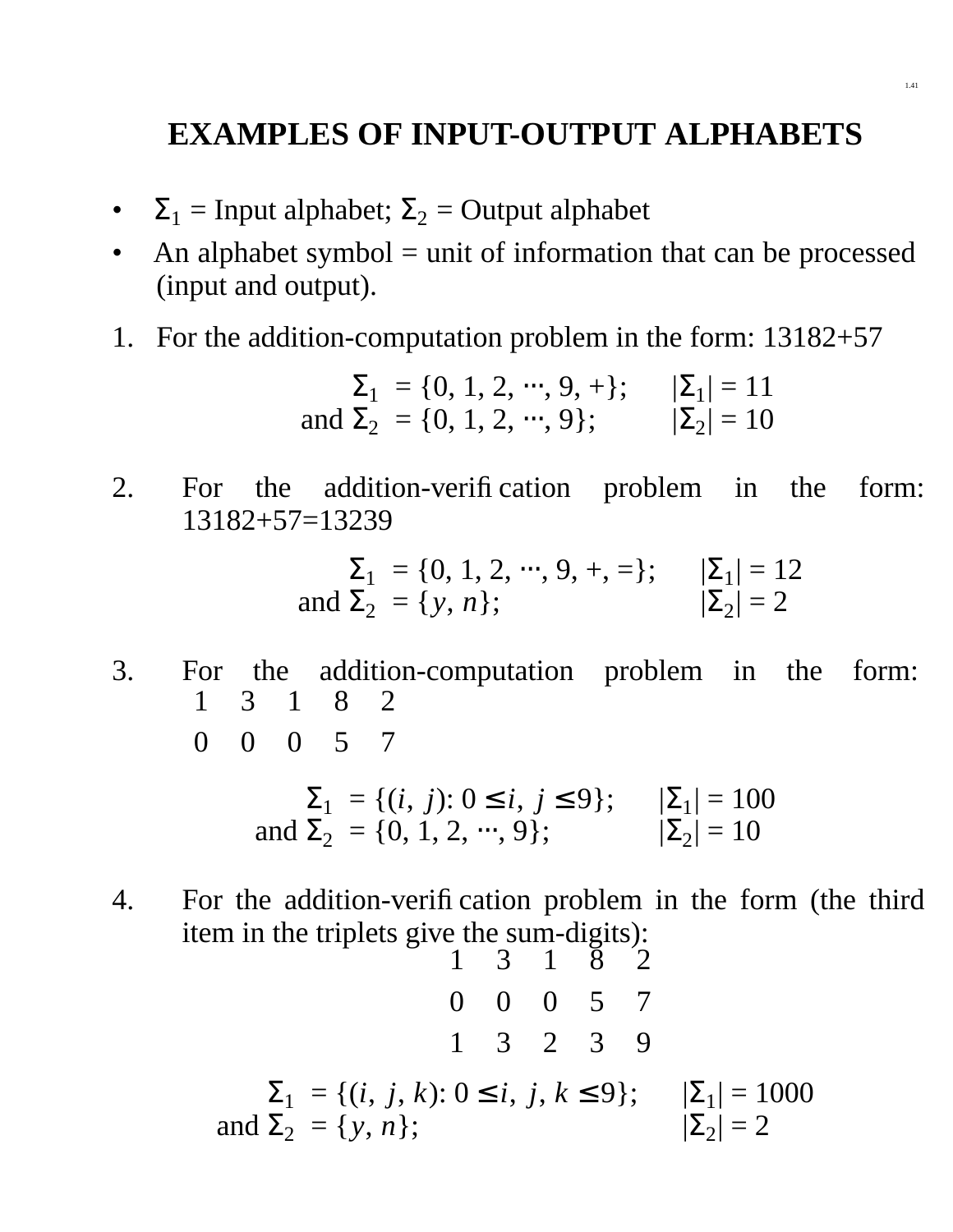# EXAMPLES OF INPUT-OUTPUT ALPHABETS

- $\Sigma_1$ = Input alphabet; $\Sigma_2$ = Output alphabet
- An alphabet symbol = unit of information that can be processed (input and output).

1. For the addition-computation problem in the form: 13182+57

$$\Sigma_1 = \{0, 1, 2, \cdots, 9, +\}; \quad |\Sigma_1| = 11$$
$$\text{and } \Sigma_2 = \{0, 1, 2, \cdots, 9\}; \quad |\Sigma_2| = 10$$

2. For the addition-verification problem in the form: 13182+57=13239

$$\Sigma_1 = \{0, 1, 2, \cdots, 9, +, =\}; \quad |\Sigma_1| = 12$$
$$\text{and } \Sigma_2 = \{y, n\}; \quad |\Sigma_2| = 2$$

3. For the addition-computation problem in the form:

| 1 | 3 | 1 | 8 | 2 |
|---|---|---|---|---|
| 0 | 0 | 0 | 5 | 7 |

$$\Sigma_1 = \{(i, j): 0 \le i, j \le 9\}; \quad |\Sigma_1| = 100$$
$$\text{and } \Sigma_2 = \{0, 1, 2, \cdots, 9\}; \quad |\Sigma_2| = 10$$

4. For the addition-verification problem in the form (the third item in the triplets give the sum-digits):

| 1 | 3 | 1 | 8 | 2 |
|---|---|---|---|---|
| 0 | 0 | 0 | 5 | 7 |
| 1 | 3 | 2 | 3 | 9 |

$$\Sigma_1 = \{(i, j, k): 0 \le i, j, k \le 9\}; \quad |\Sigma_1| = 1000$$
$$\text{and } \Sigma_2 = \{y, n\}; \quad |\Sigma_2| = 2$$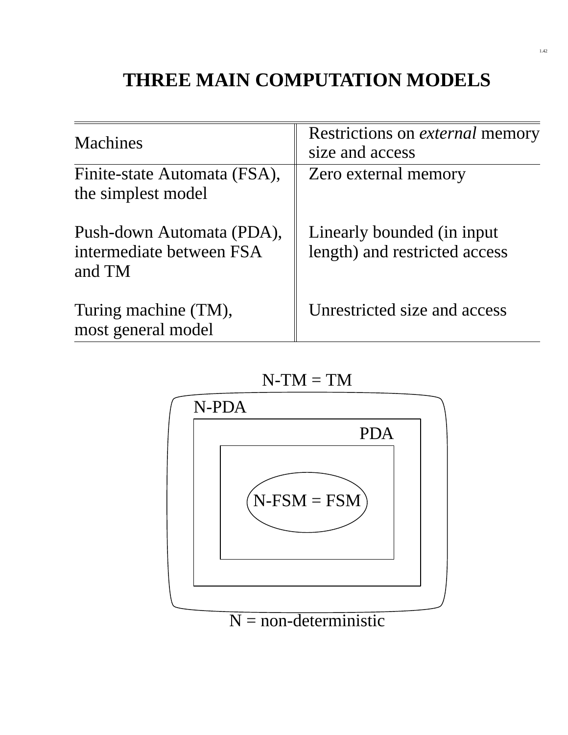# THREE MAIN COMPUTATION MODELS

| Machines | Restrictions on *external* memory size and access |
|---|---|
| Finite-state Automata (FSA), the simplest model | Zero external memory |
| Push-down Automata (PDA), intermediate between FSA and TM | Linearly bounded (in input length) and restricted access |
| Turing machine (TM), most general model | Unrestricted size and access |

N-TM = TM

N-PDA

PDA

N-FSM = FSM

N = non-deterministic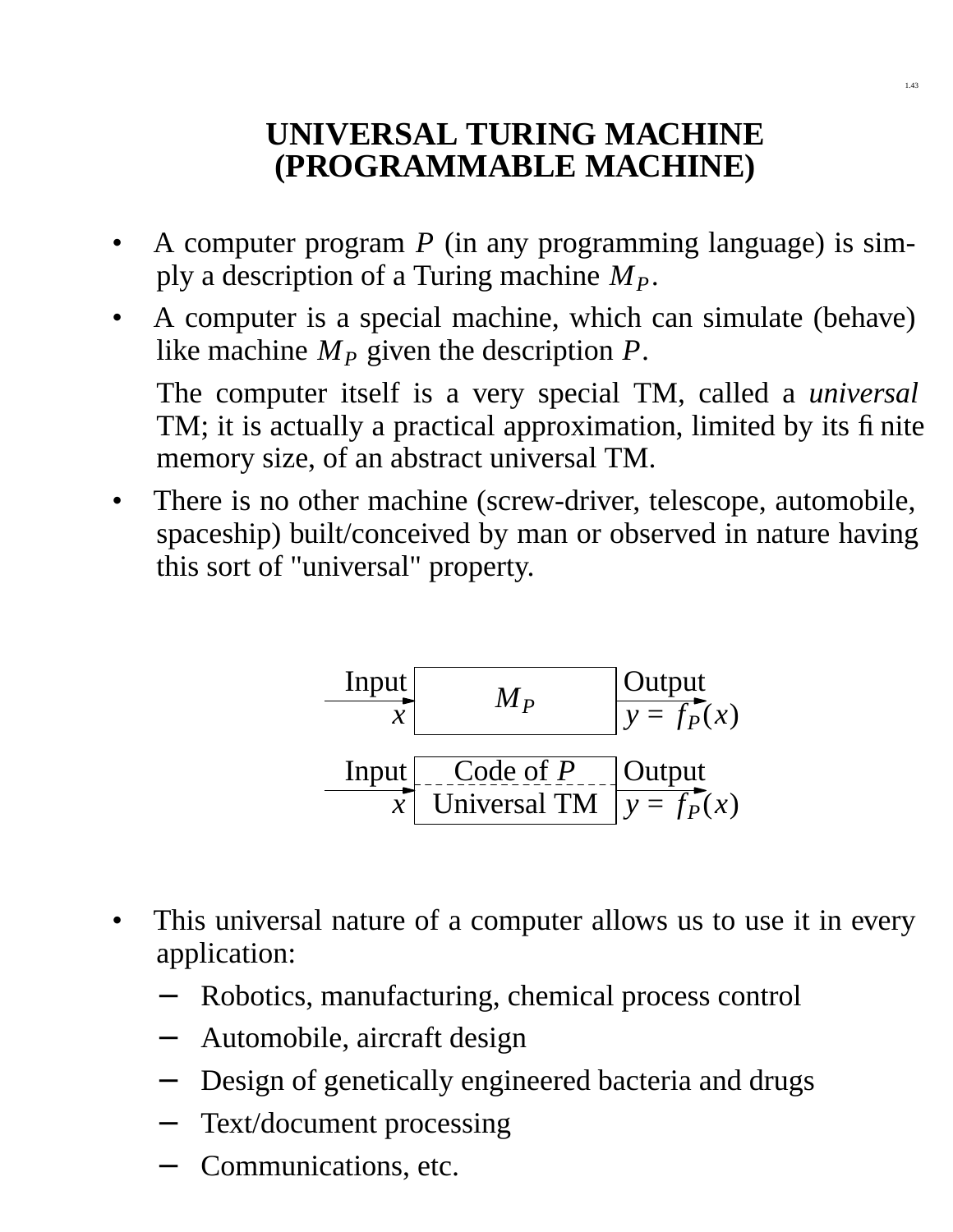# UNIVERSAL TURING MACHINE (PROGRAMMABLE MACHINE)

- A computer program $P$ (in any programming language) is simply a description of a Turing machine $M_P$.
- A computer is a special machine, which can simulate (behave) like machine $M_P$ given the description $P$.

  The computer itself is a very special TM, called a *universal* TM; it is actually a practical approximation, limited by its finite memory size, of an abstract universal TM.
- There is no other machine (screw-driver, telescope, automobile, spaceship) built/conceived by man or observed in nature having this sort of "universal" property.

Input $x$ → [ $M_P$ ] → Output $y = f_P(x)$

Input $x$ → [ Code of $P$ / Universal TM ] → Output $y = f_P(x)$

- This universal nature of a computer allows us to use it in every application:
  - Robotics, manufacturing, chemical process control
  - Automobile, aircraft design
  - Design of genetically engineered bacteria and drugs
  - Text/document processing
  - Communications, etc.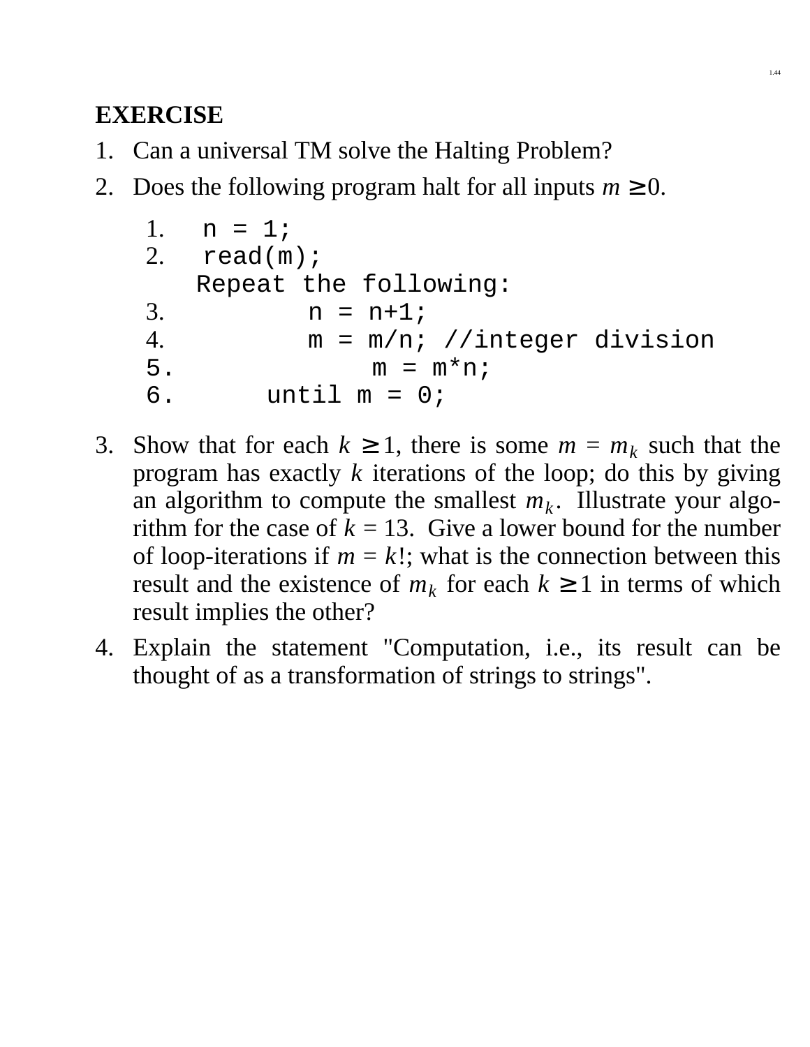**EXERCISE**

1. Can a universal TM solve the Halting Problem?
2. Does the following program halt for all inputs $m \ge 0$.

```
1.   n = 1;
2.   read(m);
     Repeat the following:
3.          n = n+1;
4.          m = m/n; //integer division
5.              m = m*n;
6.       until m = 0;
```

3. Show that for each $k \ge 1$, there is some $m = m_k$ such that the program has exactly $k$ iterations of the loop; do this by giving an algorithm to compute the smallest $m_k$. Illustrate your algorithm for the case of $k = 13$. Give a lower bound for the number of loop-iterations if $m = k!$; what is the connection between this result and the existence of $m_k$ for each $k \ge 1$ in terms of which result implies the other?
4. Explain the statement "Computation, i.e., its result can be thought of as a transformation of strings to strings".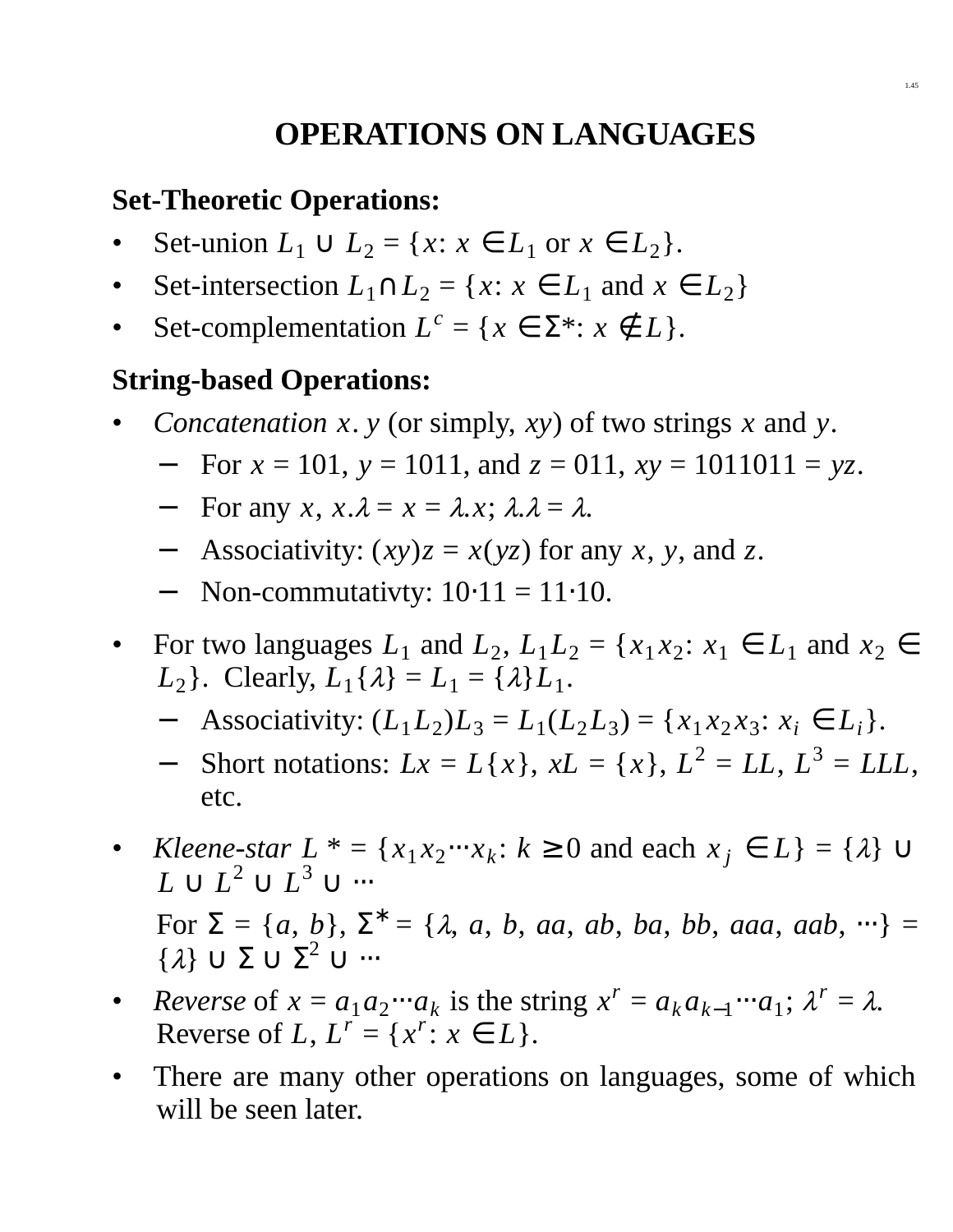# OPERATIONS ON LANGUAGES

**Set-Theoretic Operations:**

- Set-union $L_1 \cup L_2 = \{x: x \in L_1 \text{ or } x \in L_2\}$.
- Set-intersection $L_1 \cap L_2 = \{x: x \in L_1 \text{ and } x \in L_2\}$
- Set-complementation $L^c = \{x \in \Sigma^*: x \notin L\}$.

**String-based Operations:**

- *Concatenation* $x.y$ (or simply, $xy$) of two strings $x$ and $y$.
  - For $x = 101$, $y = 1011$, and $z = 011$, $xy = 1011011 = yz$.
  - For any $x$, $x.\lambda = x = \lambda.x$; $\lambda.\lambda = \lambda$.
  - Associativity: $(xy)z = x(yz)$ for any $x$, $y$, and $z$.
  - Non-commutativty: $10 \cdot 11 = 11 \cdot 10$.
- For two languages $L_1$ and $L_2$, $L_1L_2 = \{x_1x_2: x_1 \in L_1 \text{ and } x_2 \in L_2\}$. Clearly, $L_1\{\lambda\} = L_1 = \{\lambda\}L_1$.
  - Associativity: $(L_1L_2)L_3 = L_1(L_2L_3) = \{x_1x_2x_3: x_i \in L_i\}$.
  - Short notations: $Lx = L\{x\}$, $xL = \{x\}$, $L^2 = LL$, $L^3 = LLL$, etc.
- *Kleene-star* $L^* = \{x_1x_2 \cdots x_k: k \geq 0 \text{ and each } x_j \in L\} = \{\lambda\} \cup L \cup L^2 \cup L^3 \cup \cdots$

  For $\Sigma = \{a, b\}$, $\Sigma^* = \{\lambda, a, b, aa, ab, ba, bb, aaa, aab, \cdots\} = \{\lambda\} \cup \Sigma \cup \Sigma^2 \cup \cdots$
- *Reverse* of $x = a_1a_2 \cdots a_k$ is the string $x^r = a_ka_{k-1} \cdots a_1$; $\lambda^r = \lambda$. Reverse of $L$, $L^r = \{x^r: x \in L\}$.
- There are many other operations on languages, some of which will be seen later.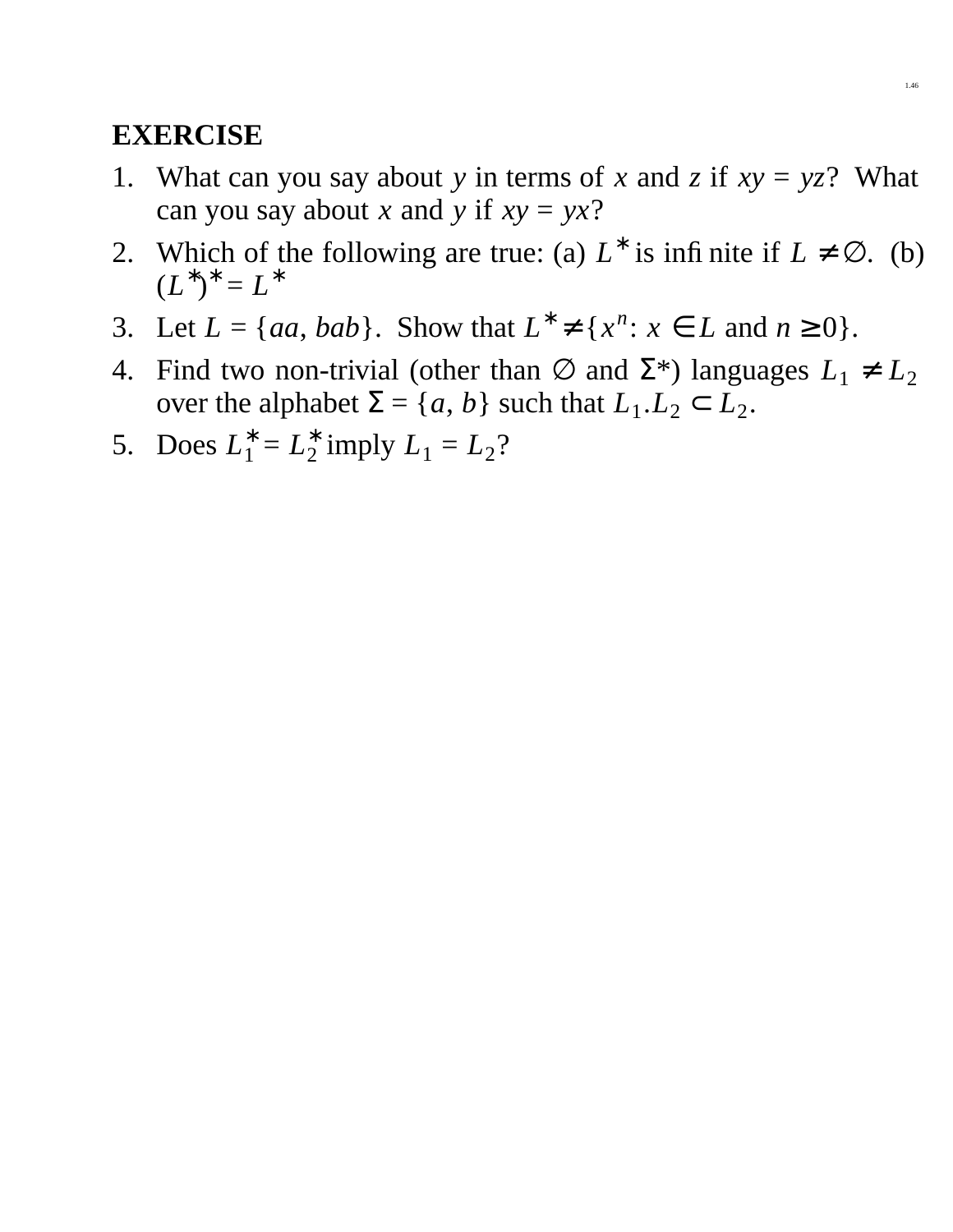**EXERCISE**

1. What can you say about $y$ in terms of $x$ and $z$ if $xy = yz$? What can you say about $x$ and $y$ if $xy = yx$?
2. Which of the following are true: (a) $L^*$ is infinite if $L \neq \emptyset$. (b) $(L^*)^* = L^*$
3. Let $L = \{aa, bab\}$. Show that $L^* \neq \{x^n : x \in L \text{ and } n \geq 0\}$.
4. Find two non-trivial (other than $\emptyset$ and $\Sigma^*$) languages $L_1 \neq L_2$ over the alphabet $\Sigma = \{a, b\}$ such that $L_1.L_2 \subset L_2$.
5. Does $L_1^* = L_2^*$ imply $L_1 = L_2$?